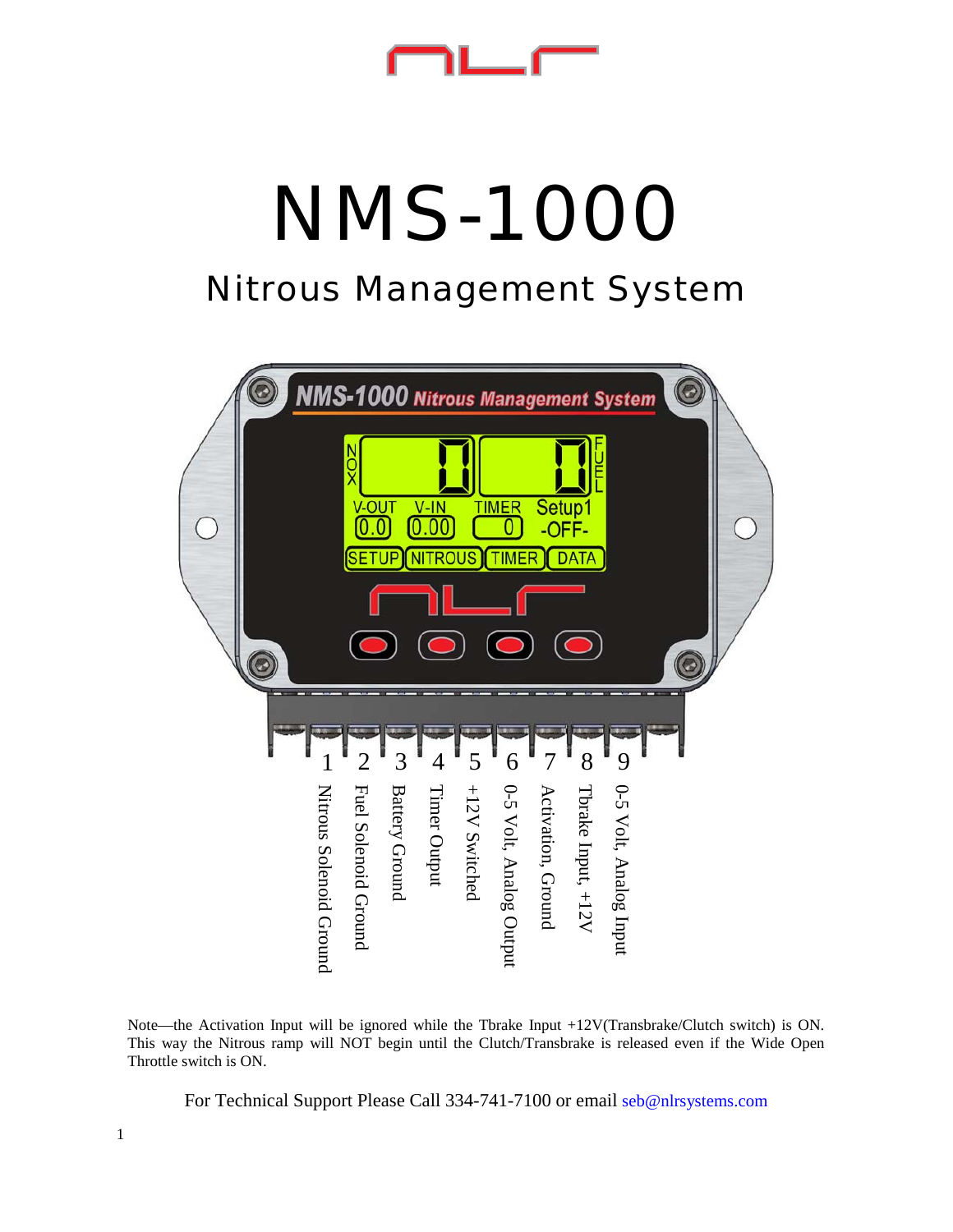# NMS-1000

## Nitrous Management System

1. Nitrous Solenoid Ground
2. Fuel Solenoid Ground
3. Battery Ground
4. Timer Output
5. +12V Switched
6. 0-5 Volt, Analog Output
7. Activation, Ground
8. Tbrake Input, +12V
9. 0-5 Volt, Analog Input

Note—the Activation Input will be ignored while the Tbrake Input +12V(Transbrake/Clutch switch) is ON. This way the Nitrous ramp will NOT begin until the Clutch/Transbrake is released even if the Wide Open Throttle switch is ON.

For Technical Support Please Call 334-741-7100 or email seb@nlrsystems.com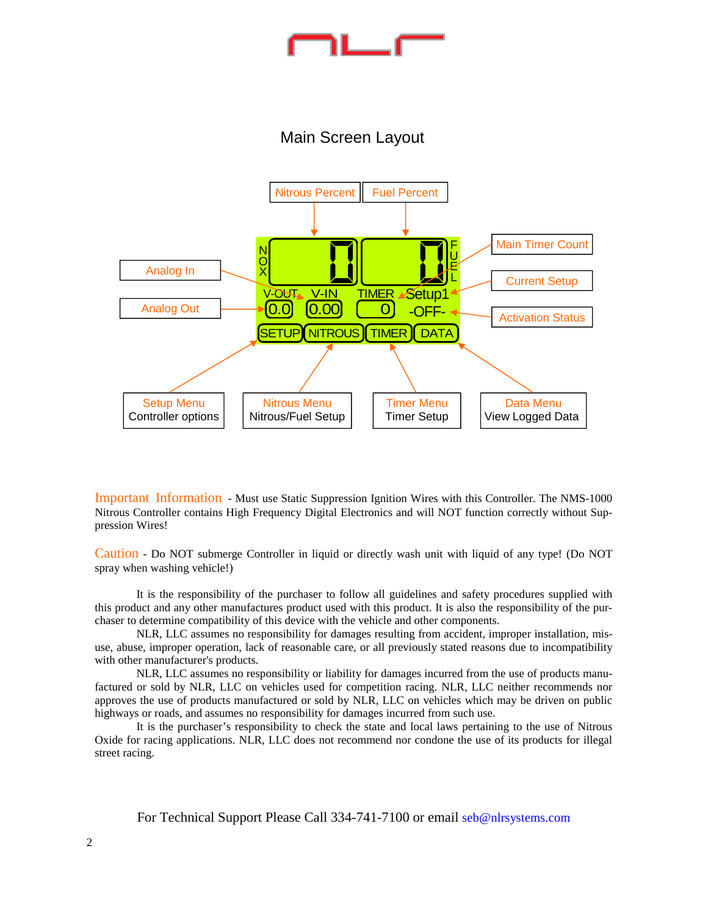# Main Screen Layout

Nitrous Percent | Fuel Percent

Main Timer Count

Analog In

Current Setup

Analog Out

Activation Status

Setup Menu
Controller options

Nitrous Menu
Nitrous/Fuel Setup

Timer Menu
Timer Setup

Data Menu
View Logged Data

Important Information - Must use Static Suppression Ignition Wires with this Controller. The NMS-1000 Nitrous Controller contains High Frequency Digital Electronics and will NOT function correctly without Suppression Wires!

Caution - Do NOT submerge Controller in liquid or directly wash unit with liquid of any type! (Do NOT spray when washing vehicle!)

It is the responsibility of the purchaser to follow all guidelines and safety procedures supplied with this product and any other manufactures product used with this product. It is also the responsibility of the purchaser to determine compatibility of this device with the vehicle and other components.

NLR, LLC assumes no responsibility for damages resulting from accident, improper installation, misuse, abuse, improper operation, lack of reasonable care, or all previously stated reasons due to incompatibility with other manufacturer's products.

NLR, LLC assumes no responsibility or liability for damages incurred from the use of products manufactured or sold by NLR, LLC on vehicles used for competition racing. NLR, LLC neither recommends nor approves the use of products manufactured or sold by NLR, LLC on vehicles which may be driven on public highways or roads, and assumes no responsibility for damages incurred from such use.

It is the purchaser's responsibility to check the state and local laws pertaining to the use of Nitrous Oxide for racing applications. NLR, LLC does not recommend nor condone the use of its products for illegal street racing.

For Technical Support Please Call 334-741-7100 or email seb@nlrsystems.com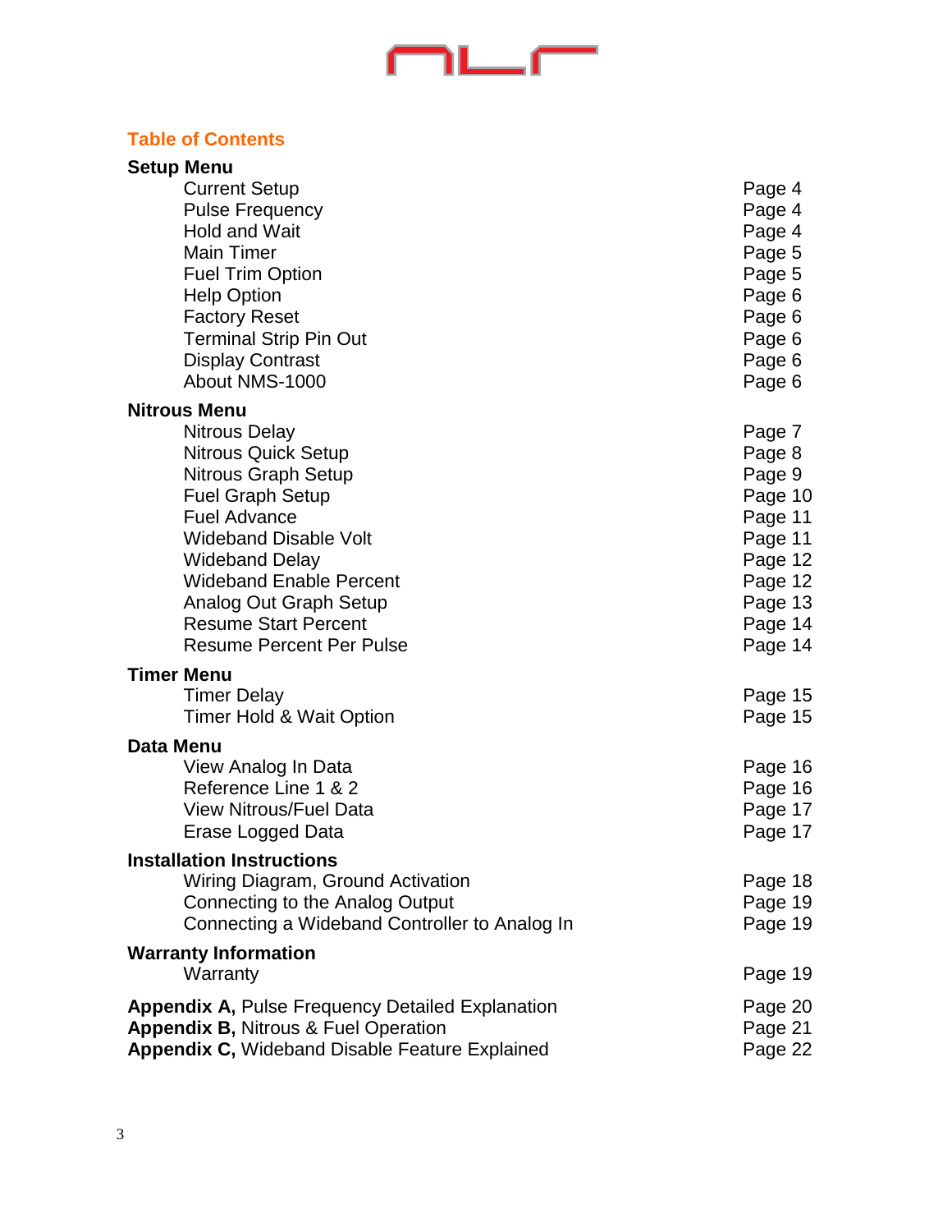## Table of Contents

| | |
|---|---|
| **Setup Menu** | |
| Current Setup | Page 4 |
| Pulse Frequency | Page 4 |
| Hold and Wait | Page 4 |
| Main Timer | Page 5 |
| Fuel Trim Option | Page 5 |
| Help Option | Page 6 |
| Factory Reset | Page 6 |
| Terminal Strip Pin Out | Page 6 |
| Display Contrast | Page 6 |
| About NMS-1000 | Page 6 |
| **Nitrous Menu** | |
| Nitrous Delay | Page 7 |
| Nitrous Quick Setup | Page 8 |
| Nitrous Graph Setup | Page 9 |
| Fuel Graph Setup | Page 10 |
| Fuel Advance | Page 11 |
| Wideband Disable Volt | Page 11 |
| Wideband Delay | Page 12 |
| Wideband Enable Percent | Page 12 |
| Analog Out Graph Setup | Page 13 |
| Resume Start Percent | Page 14 |
| Resume Percent Per Pulse | Page 14 |
| **Timer Menu** | |
| Timer Delay | Page 15 |
| Timer Hold & Wait Option | Page 15 |
| **Data Menu** | |
| View Analog In Data | Page 16 |
| Reference Line 1 & 2 | Page 16 |
| View Nitrous/Fuel Data | Page 17 |
| Erase Logged Data | Page 17 |
| **Installation Instructions** | |
| Wiring Diagram, Ground Activation | Page 18 |
| Connecting to the Analog Output | Page 19 |
| Connecting a Wideband Controller to Analog In | Page 19 |
| **Warranty Information** | |
| Warranty | Page 19 |
| **Appendix A,** Pulse Frequency Detailed Explanation | Page 20 |
| **Appendix B,** Nitrous & Fuel Operation | Page 21 |
| **Appendix C,** Wideband Disable Feature Explained | Page 22 |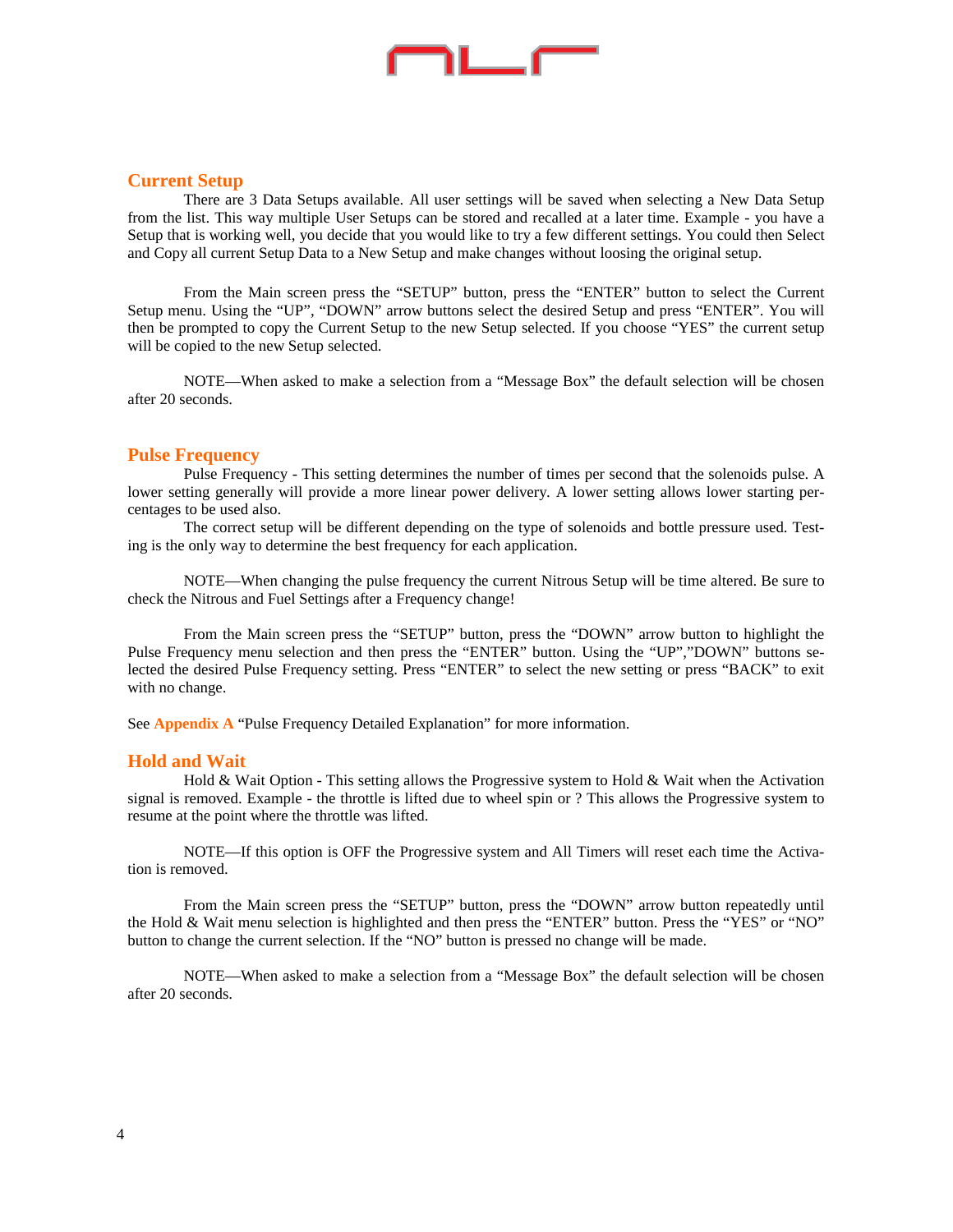## Current Setup

There are 3 Data Setups available. All user settings will be saved when selecting a New Data Setup from the list. This way multiple User Setups can be stored and recalled at a later time. Example - you have a Setup that is working well, you decide that you would like to try a few different settings. You could then Select and Copy all current Setup Data to a New Setup and make changes without loosing the original setup.

From the Main screen press the "SETUP" button, press the "ENTER" button to select the Current Setup menu. Using the "UP", "DOWN" arrow buttons select the desired Setup and press "ENTER". You will then be prompted to copy the Current Setup to the new Setup selected. If you choose "YES" the current setup will be copied to the new Setup selected.

NOTE—When asked to make a selection from a "Message Box" the default selection will be chosen after 20 seconds.

## Pulse Frequency

Pulse Frequency - This setting determines the number of times per second that the solenoids pulse. A lower setting generally will provide a more linear power delivery. A lower setting allows lower starting percentages to be used also.

The correct setup will be different depending on the type of solenoids and bottle pressure used. Testing is the only way to determine the best frequency for each application.

NOTE—When changing the pulse frequency the current Nitrous Setup will be time altered. Be sure to check the Nitrous and Fuel Settings after a Frequency change!

From the Main screen press the "SETUP" button, press the "DOWN" arrow button to highlight the Pulse Frequency menu selection and then press the "ENTER" button. Using the "UP","DOWN" buttons selected the desired Pulse Frequency setting. Press "ENTER" to select the new setting or press "BACK" to exit with no change.

See **Appendix A** "Pulse Frequency Detailed Explanation" for more information.

## Hold and Wait

Hold & Wait Option - This setting allows the Progressive system to Hold & Wait when the Activation signal is removed. Example - the throttle is lifted due to wheel spin or ? This allows the Progressive system to resume at the point where the throttle was lifted.

NOTE—If this option is OFF the Progressive system and All Timers will reset each time the Activation is removed.

From the Main screen press the "SETUP" button, press the "DOWN" arrow button repeatedly until the Hold & Wait menu selection is highlighted and then press the "ENTER" button. Press the "YES" or "NO" button to change the current selection. If the "NO" button is pressed no change will be made.

NOTE—When asked to make a selection from a "Message Box" the default selection will be chosen after 20 seconds.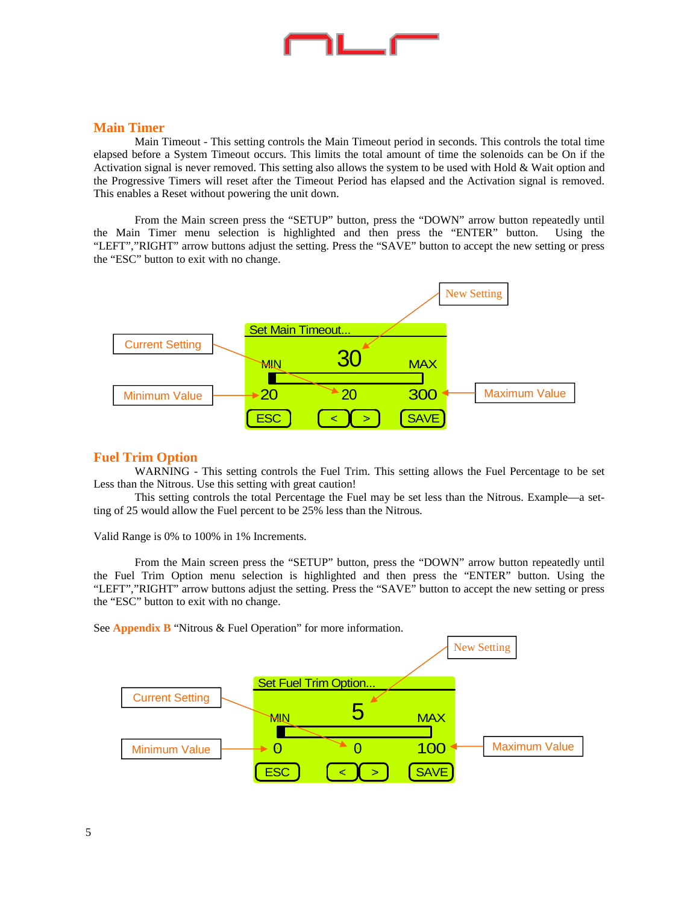## Main Timer

Main Timeout - This setting controls the Main Timeout period in seconds. This controls the total time elapsed before a System Timeout occurs. This limits the total amount of time the solenoids can be On if the Activation signal is never removed. This setting also allows the system to be used with Hold & Wait option and the Progressive Timers will reset after the Timeout Period has elapsed and the Activation signal is removed. This enables a Reset without powering the unit down.

From the Main screen press the "SETUP" button, press the "DOWN" arrow button repeatedly until the Main Timer menu selection is highlighted and then press the "ENTER" button. Using the "LEFT","RIGHT" arrow buttons adjust the setting. Press the "SAVE" button to accept the new setting or press the "ESC" button to exit with no change.

New Setting

Set Main Timeout...

Current Setting — MIN — 30 — MAX

Minimum Value — 20 — 20 — 300 — Maximum Value

ESC < > SAVE

## Fuel Trim Option

WARNING - This setting controls the Fuel Trim. This setting allows the Fuel Percentage to be set Less than the Nitrous. Use this setting with great caution!

This setting controls the total Percentage the Fuel may be set less than the Nitrous. Example—a setting of 25 would allow the Fuel percent to be 25% less than the Nitrous.

Valid Range is 0% to 100% in 1% Increments.

From the Main screen press the "SETUP" button, press the "DOWN" arrow button repeatedly until the Fuel Trim Option menu selection is highlighted and then press the "ENTER" button. Using the "LEFT","RIGHT" arrow buttons adjust the setting. Press the "SAVE" button to accept the new setting or press the "ESC" button to exit with no change.

See **Appendix B** "Nitrous & Fuel Operation" for more information.

New Setting

Set Fuel Trim Option...

Current Setting — MIN — 5 — MAX

Minimum Value — 0 — 0 — 100 — Maximum Value

ESC < > SAVE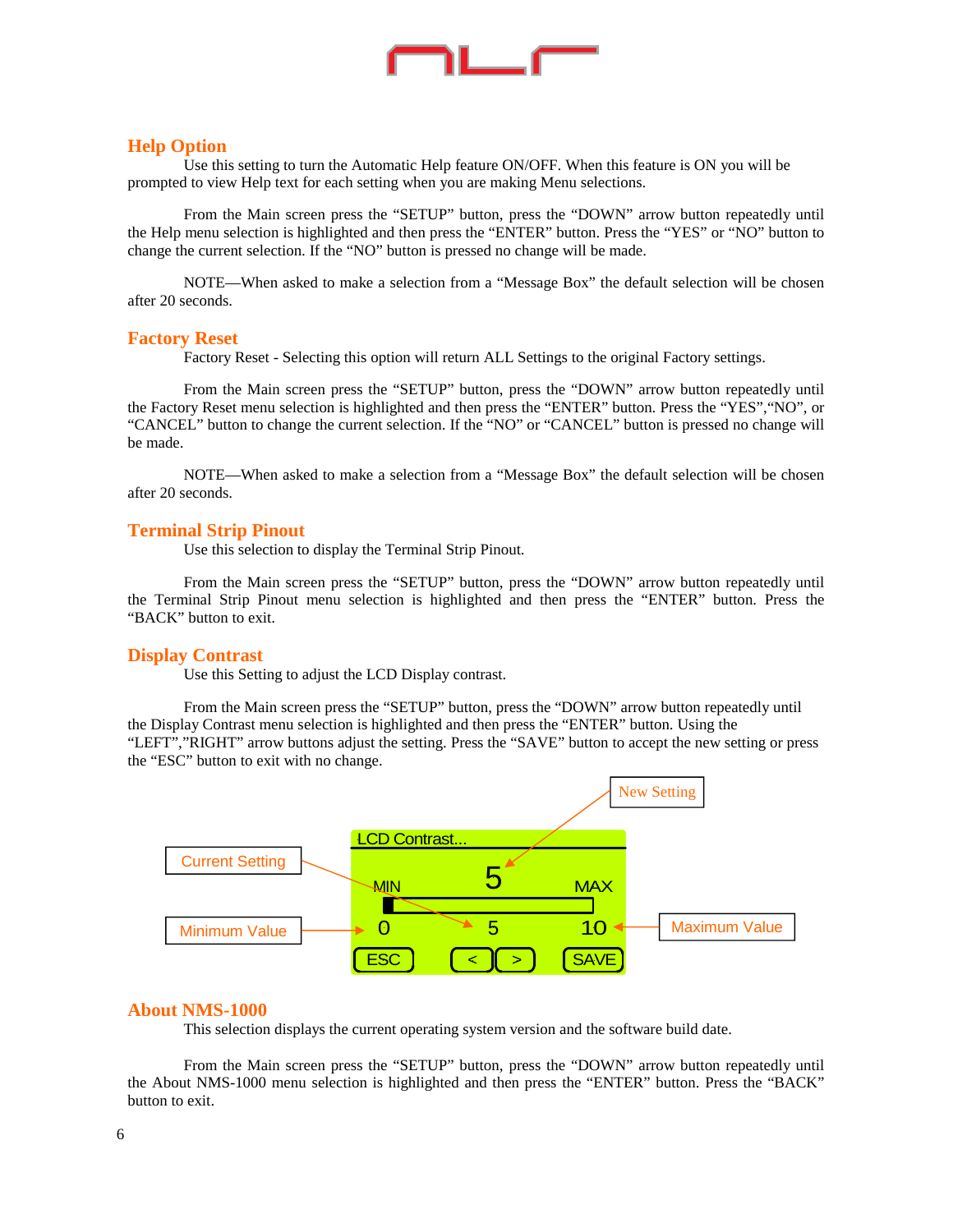## Help Option

Use this setting to turn the Automatic Help feature ON/OFF. When this feature is ON you will be prompted to view Help text for each setting when you are making Menu selections.

From the Main screen press the “SETUP” button, press the “DOWN” arrow button repeatedly until the Help menu selection is highlighted and then press the “ENTER” button. Press the “YES” or “NO” button to change the current selection. If the “NO” button is pressed no change will be made.

NOTE—When asked to make a selection from a “Message Box” the default selection will be chosen after 20 seconds.

## Factory Reset

Factory Reset - Selecting this option will return ALL Settings to the original Factory settings.

From the Main screen press the “SETUP” button, press the “DOWN” arrow button repeatedly until the Factory Reset menu selection is highlighted and then press the “ENTER” button. Press the “YES”,“NO”, or “CANCEL” button to change the current selection. If the “NO” or “CANCEL” button is pressed no change will be made.

NOTE—When asked to make a selection from a “Message Box” the default selection will be chosen after 20 seconds.

## Terminal Strip Pinout

Use this selection to display the Terminal Strip Pinout.

From the Main screen press the “SETUP” button, press the “DOWN” arrow button repeatedly until the Terminal Strip Pinout menu selection is highlighted and then press the “ENTER” button. Press the “BACK” button to exit.

## Display Contrast

Use this Setting to adjust the LCD Display contrast.

From the Main screen press the “SETUP” button, press the “DOWN” arrow button repeatedly until the Display Contrast menu selection is highlighted and then press the “ENTER” button. Using the “LEFT”,”RIGHT” arrow buttons adjust the setting. Press the “SAVE” button to accept the new setting or press the “ESC” button to exit with no change.

New Setting

Current Setting

Minimum Value

Maximum Value

LCD Contrast...

5

MIN MAX

0 5 10

ESC < > SAVE

## About NMS-1000

This selection displays the current operating system version and the software build date.

From the Main screen press the “SETUP” button, press the “DOWN” arrow button repeatedly until the About NMS-1000 menu selection is highlighted and then press the “ENTER” button. Press the “BACK” button to exit.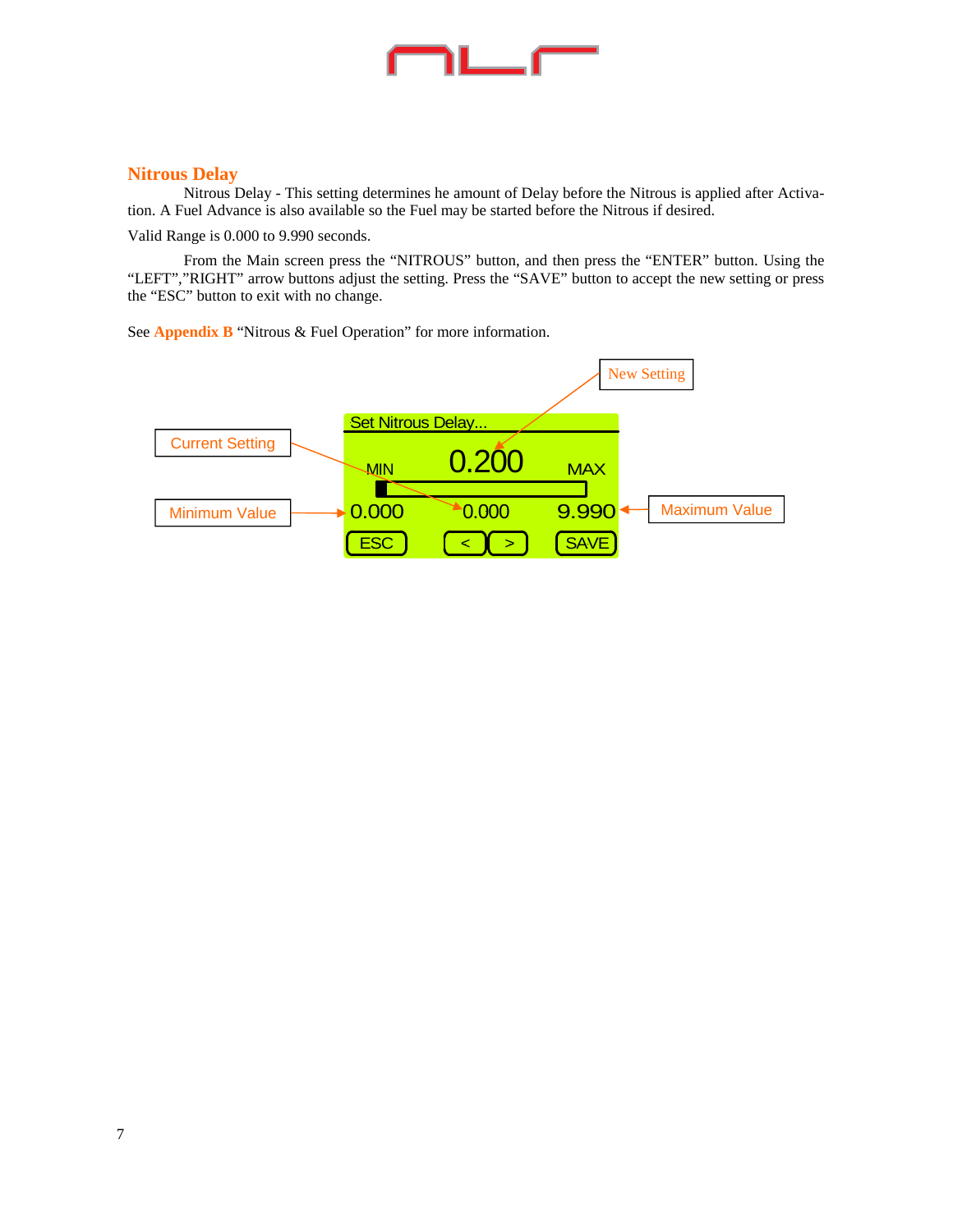## Nitrous Delay

Nitrous Delay - This setting determines he amount of Delay before the Nitrous is applied after Activation. A Fuel Advance is also available so the Fuel may be started before the Nitrous if desired.

Valid Range is 0.000 to 9.990 seconds.

From the Main screen press the "NITROUS" button, and then press the "ENTER" button. Using the "LEFT","RIGHT" arrow buttons adjust the setting. Press the "SAVE" button to accept the new setting or press the "ESC" button to exit with no change.

See **Appendix B** "Nitrous & Fuel Operation" for more information.

New Setting

Set Nitrous Delay...

Current Setting

MIN 0.200 MAX

Minimum Value 0.000 0.000 9.990 Maximum Value

ESC < > SAVE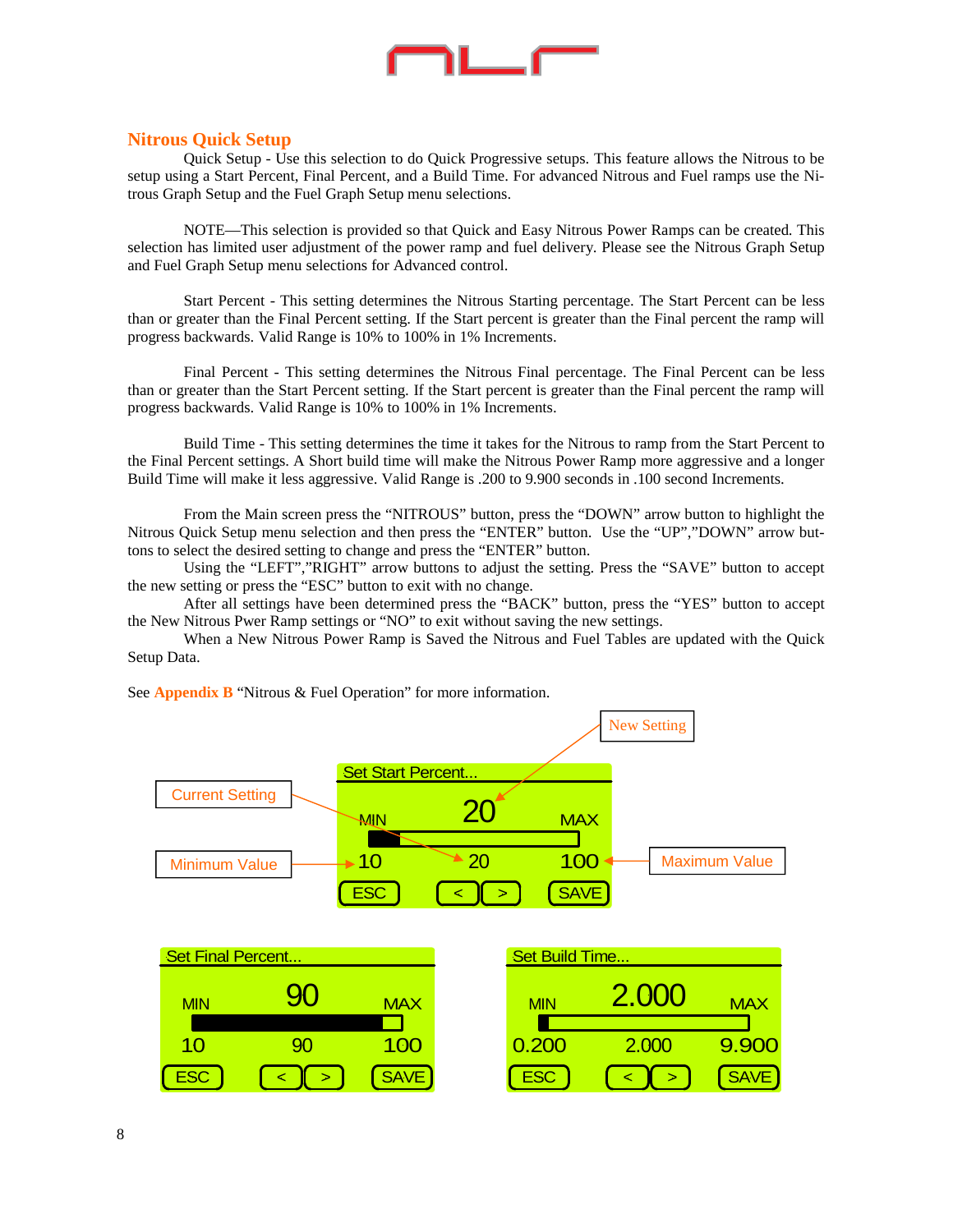## Nitrous Quick Setup

Quick Setup - Use this selection to do Quick Progressive setups. This feature allows the Nitrous to be setup using a Start Percent, Final Percent, and a Build Time. For advanced Nitrous and Fuel ramps use the Nitrous Graph Setup and the Fuel Graph Setup menu selections.

NOTE—This selection is provided so that Quick and Easy Nitrous Power Ramps can be created. This selection has limited user adjustment of the power ramp and fuel delivery. Please see the Nitrous Graph Setup and Fuel Graph Setup menu selections for Advanced control.

Start Percent - This setting determines the Nitrous Starting percentage. The Start Percent can be less than or greater than the Final Percent setting. If the Start percent is greater than the Final percent the ramp will progress backwards. Valid Range is 10% to 100% in 1% Increments.

Final Percent - This setting determines the Nitrous Final percentage. The Final Percent can be less than or greater than the Start Percent setting. If the Start percent is greater than the Final percent the ramp will progress backwards. Valid Range is 10% to 100% in 1% Increments.

Build Time - This setting determines the time it takes for the Nitrous to ramp from the Start Percent to the Final Percent settings. A Short build time will make the Nitrous Power Ramp more aggressive and a longer Build Time will make it less aggressive. Valid Range is .200 to 9.900 seconds in .100 second Increments.

From the Main screen press the "NITROUS" button, press the "DOWN" arrow button to highlight the Nitrous Quick Setup menu selection and then press the "ENTER" button. Use the "UP","DOWN" arrow buttons to select the desired setting to change and press the "ENTER" button.

Using the "LEFT","RIGHT" arrow buttons to adjust the setting. Press the "SAVE" button to accept the new setting or press the "ESC" button to exit with no change.

After all settings have been determined press the "BACK" button, press the "YES" button to accept the New Nitrous Pwer Ramp settings or "NO" to exit without saving the new settings.

When a New Nitrous Power Ramp is Saved the Nitrous and Fuel Tables are updated with the Quick Setup Data.

See **Appendix B** "Nitrous & Fuel Operation" for more information.

New Setting

Set Start Percent...

Current Setting — MIN 20 MAX

Minimum Value — 10 20 100 — Maximum Value

ESC < > SAVE

Set Final Percent...

MIN 90 MAX

10 90 100

ESC < > SAVE

Set Build Time...

MIN 2.000 MAX

0.200 2.000 9.900

ESC < > SAVE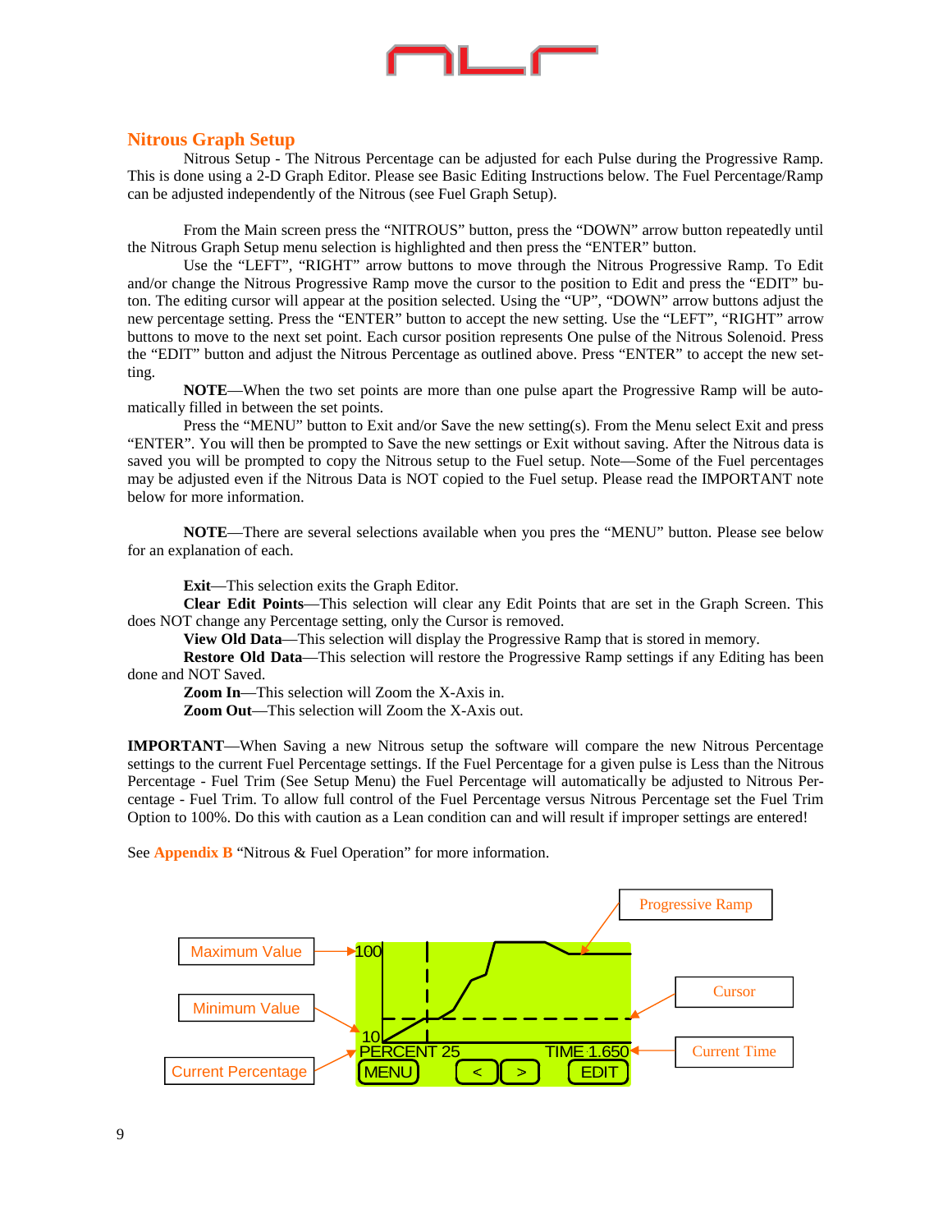## Nitrous Graph Setup

Nitrous Setup - The Nitrous Percentage can be adjusted for each Pulse during the Progressive Ramp. This is done using a 2-D Graph Editor. Please see Basic Editing Instructions below. The Fuel Percentage/Ramp can be adjusted independently of the Nitrous (see Fuel Graph Setup).

From the Main screen press the "NITROUS" button, press the "DOWN" arrow button repeatedly until the Nitrous Graph Setup menu selection is highlighted and then press the "ENTER" button.

Use the "LEFT", "RIGHT" arrow buttons to move through the Nitrous Progressive Ramp. To Edit and/or change the Nitrous Progressive Ramp move the cursor to the position to Edit and press the "EDIT" button. The editing cursor will appear at the position selected. Using the "UP", "DOWN" arrow buttons adjust the new percentage setting. Press the "ENTER" button to accept the new setting. Use the "LEFT", "RIGHT" arrow buttons to move to the next set point. Each cursor position represents One pulse of the Nitrous Solenoid. Press the "EDIT" button and adjust the Nitrous Percentage as outlined above. Press "ENTER" to accept the new setting.

**NOTE**—When the two set points are more than one pulse apart the Progressive Ramp will be automatically filled in between the set points.

Press the "MENU" button to Exit and/or Save the new setting(s). From the Menu select Exit and press "ENTER". You will then be prompted to Save the new settings or Exit without saving. After the Nitrous data is saved you will be prompted to copy the Nitrous setup to the Fuel setup. Note—Some of the Fuel percentages may be adjusted even if the Nitrous Data is NOT copied to the Fuel setup. Please read the IMPORTANT note below for more information.

**NOTE**—There are several selections available when you pres the "MENU" button. Please see below for an explanation of each.

**Exit**—This selection exits the Graph Editor.

**Clear Edit Points**—This selection will clear any Edit Points that are set in the Graph Screen. This does NOT change any Percentage setting, only the Cursor is removed.

**View Old Data**—This selection will display the Progressive Ramp that is stored in memory.

**Restore Old Data**—This selection will restore the Progressive Ramp settings if any Editing has been done and NOT Saved.

**Zoom In**—This selection will Zoom the X-Axis in.

**Zoom Out**—This selection will Zoom the X-Axis out.

**IMPORTANT**—When Saving a new Nitrous setup the software will compare the new Nitrous Percentage settings to the current Fuel Percentage settings. If the Fuel Percentage for a given pulse is Less than the Nitrous Percentage - Fuel Trim (See Setup Menu) the Fuel Percentage will automatically be adjusted to Nitrous Percentage - Fuel Trim. To allow full control of the Fuel Percentage versus Nitrous Percentage set the Fuel Trim Option to 100%. Do this with caution as a Lean condition can and will result if improper settings are entered!

See **Appendix B** "Nitrous & Fuel Operation" for more information.

Maximum Value | Minimum Value | Current Percentage | Progressive Ramp | Cursor | Current Time

100 | 10 | PERCENT 25 | TIME 1.650 | MENU | < | > | EDIT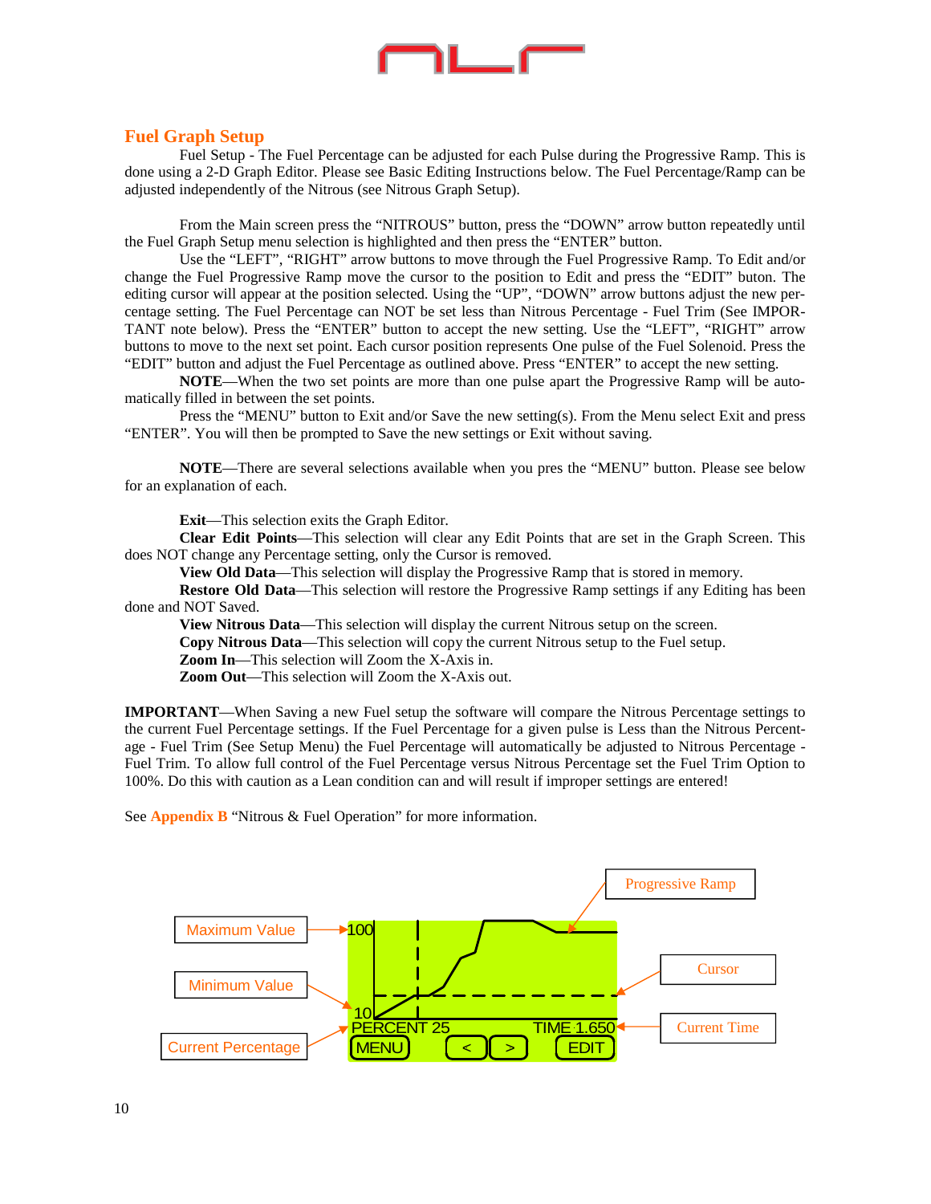## Fuel Graph Setup

Fuel Setup - The Fuel Percentage can be adjusted for each Pulse during the Progressive Ramp. This is done using a 2-D Graph Editor. Please see Basic Editing Instructions below. The Fuel Percentage/Ramp can be adjusted independently of the Nitrous (see Nitrous Graph Setup).

From the Main screen press the "NITROUS" button, press the "DOWN" arrow button repeatedly until the Fuel Graph Setup menu selection is highlighted and then press the "ENTER" button.

Use the "LEFT", "RIGHT" arrow buttons to move through the Fuel Progressive Ramp. To Edit and/or change the Fuel Progressive Ramp move the cursor to the position to Edit and press the "EDIT" buton. The editing cursor will appear at the position selected. Using the "UP", "DOWN" arrow buttons adjust the new percentage setting. The Fuel Percentage can NOT be set less than Nitrous Percentage - Fuel Trim (See IMPORTANT note below). Press the "ENTER" button to accept the new setting. Use the "LEFT", "RIGHT" arrow buttons to move to the next set point. Each cursor position represents One pulse of the Fuel Solenoid. Press the "EDIT" button and adjust the Fuel Percentage as outlined above. Press "ENTER" to accept the new setting.

**NOTE**—When the two set points are more than one pulse apart the Progressive Ramp will be automatically filled in between the set points.

Press the "MENU" button to Exit and/or Save the new setting(s). From the Menu select Exit and press "ENTER". You will then be prompted to Save the new settings or Exit without saving.

**NOTE**—There are several selections available when you pres the "MENU" button. Please see below for an explanation of each.

**Exit**—This selection exits the Graph Editor.

**Clear Edit Points**—This selection will clear any Edit Points that are set in the Graph Screen. This does NOT change any Percentage setting, only the Cursor is removed.

**View Old Data**—This selection will display the Progressive Ramp that is stored in memory.

**Restore Old Data**—This selection will restore the Progressive Ramp settings if any Editing has been done and NOT Saved.

**View Nitrous Data**—This selection will display the current Nitrous setup on the screen.

**Copy Nitrous Data**—This selection will copy the current Nitrous setup to the Fuel setup.

**Zoom In**—This selection will Zoom the X-Axis in.

**Zoom Out**—This selection will Zoom the X-Axis out.

**IMPORTANT**—When Saving a new Fuel setup the software will compare the Nitrous Percentage settings to the current Fuel Percentage settings. If the Fuel Percentage for a given pulse is Less than the Nitrous Percentage - Fuel Trim (See Setup Menu) the Fuel Percentage will automatically be adjusted to Nitrous Percentage - Fuel Trim. To allow full control of the Fuel Percentage versus Nitrous Percentage set the Fuel Trim Option to 100%. Do this with caution as a Lean condition can and will result if improper settings are entered!

See **Appendix B** "Nitrous & Fuel Operation" for more information.

Maximum Value | Minimum Value | Current Percentage | Progressive Ramp | Cursor | Current Time

100 | 10 | PERCENT 25 | TIME 1.650 | MENU | < | > | EDIT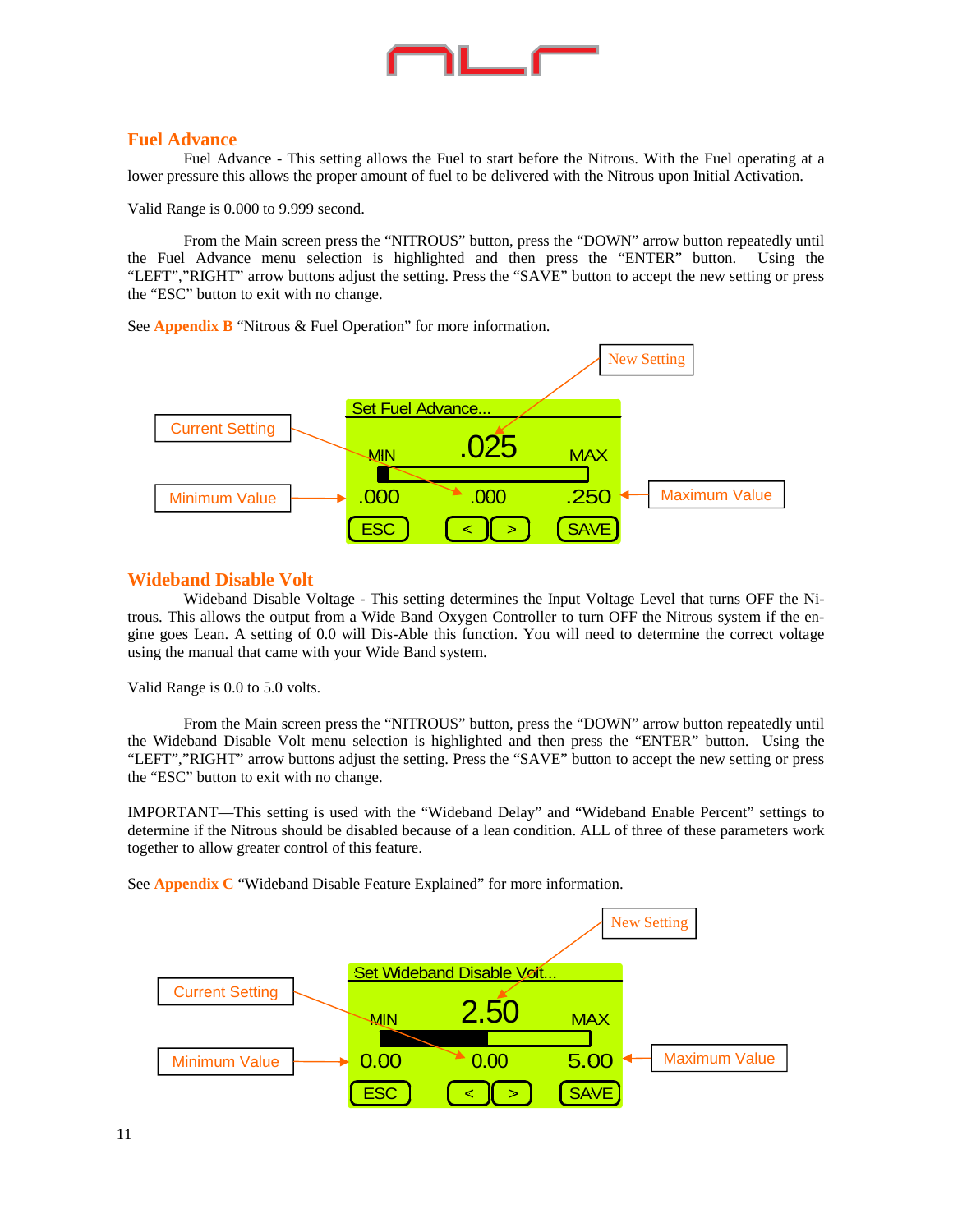## Fuel Advance

Fuel Advance - This setting allows the Fuel to start before the Nitrous. With the Fuel operating at a lower pressure this allows the proper amount of fuel to be delivered with the Nitrous upon Initial Activation.

Valid Range is 0.000 to 9.999 second.

From the Main screen press the "NITROUS" button, press the "DOWN" arrow button repeatedly until the Fuel Advance menu selection is highlighted and then press the "ENTER" button. Using the "LEFT","RIGHT" arrow buttons adjust the setting. Press the "SAVE" button to accept the new setting or press the "ESC" button to exit with no change.

See **Appendix B** "Nitrous & Fuel Operation" for more information.

New Setting

Current Setting

Minimum Value

Maximum Value

Set Fuel Advance...

MIN .025 MAX

.000 .000 .250

ESC < > SAVE

## Wideband Disable Volt

Wideband Disable Voltage - This setting determines the Input Voltage Level that turns OFF the Nitrous. This allows the output from a Wide Band Oxygen Controller to turn OFF the Nitrous system if the engine goes Lean. A setting of 0.0 will Dis-Able this function. You will need to determine the correct voltage using the manual that came with your Wide Band system.

Valid Range is 0.0 to 5.0 volts.

From the Main screen press the "NITROUS" button, press the "DOWN" arrow button repeatedly until the Wideband Disable Volt menu selection is highlighted and then press the "ENTER" button. Using the "LEFT","RIGHT" arrow buttons adjust the setting. Press the "SAVE" button to accept the new setting or press the "ESC" button to exit with no change.

IMPORTANT—This setting is used with the "Wideband Delay" and "Wideband Enable Percent" settings to determine if the Nitrous should be disabled because of a lean condition. ALL of three of these parameters work together to allow greater control of this feature.

See **Appendix C** "Wideband Disable Feature Explained" for more information.

New Setting

Current Setting

Minimum Value

Maximum Value

Set Wideband Disable Volt...

MIN 2.50 MAX

0.00 0.00 5.00

ESC < > SAVE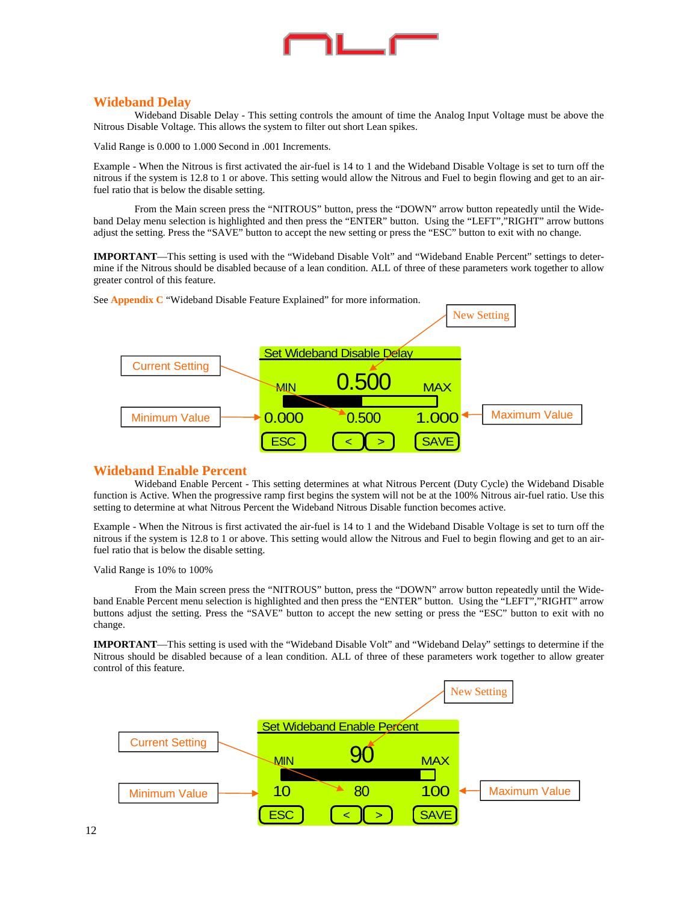## Wideband Delay

Wideband Disable Delay - This setting controls the amount of time the Analog Input Voltage must be above the Nitrous Disable Voltage. This allows the system to filter out short Lean spikes.

Valid Range is 0.000 to 1.000 Second in .001 Increments.

Example - When the Nitrous is first activated the air-fuel is 14 to 1 and the Wideband Disable Voltage is set to turn off the nitrous if the system is 12.8 to 1 or above. This setting would allow the Nitrous and Fuel to begin flowing and get to an air-fuel ratio that is below the disable setting.

From the Main screen press the "NITROUS" button, press the "DOWN" arrow button repeatedly until the Wideband Delay menu selection is highlighted and then press the "ENTER" button. Using the "LEFT","RIGHT" arrow buttons adjust the setting. Press the "SAVE" button to accept the new setting or press the "ESC" button to exit with no change.

**IMPORTANT**—This setting is used with the "Wideband Disable Volt" and "Wideband Enable Percent" settings to determine if the Nitrous should be disabled because of a lean condition. ALL of three of these parameters work together to allow greater control of this feature.

See Appendix C "Wideband Disable Feature Explained" for more information.

New Setting

Set Wideband Disable Delay

Current Setting — MIN 0.500 MAX

Minimum Value — 0.000 0.500 1.000 — Maximum Value

ESC < > SAVE

## Wideband Enable Percent

Wideband Enable Percent - This setting determines at what Nitrous Percent (Duty Cycle) the Wideband Disable function is Active. When the progressive ramp first begins the system will not be at the 100% Nitrous air-fuel ratio. Use this setting to determine at what Nitrous Percent the Wideband Nitrous Disable function becomes active.

Example - When the Nitrous is first activated the air-fuel is 14 to 1 and the Wideband Disable Voltage is set to turn off the nitrous if the system is 12.8 to 1 or above. This setting would allow the Nitrous and Fuel to begin flowing and get to an air-fuel ratio that is below the disable setting.

Valid Range is 10% to 100%

From the Main screen press the "NITROUS" button, press the "DOWN" arrow button repeatedly until the Wideband Enable Percent menu selection is highlighted and then press the "ENTER" button. Using the "LEFT","RIGHT" arrow buttons adjust the setting. Press the "SAVE" button to accept the new setting or press the "ESC" button to exit with no change.

**IMPORTANT**—This setting is used with the "Wideband Disable Volt" and "Wideband Delay" settings to determine if the Nitrous should be disabled because of a lean condition. ALL of three of these parameters work together to allow greater control of this feature.

New Setting

Set Wideband Enable Percent

Current Setting — MIN 90 MAX

Minimum Value — 10 80 100 — Maximum Value

ESC < > SAVE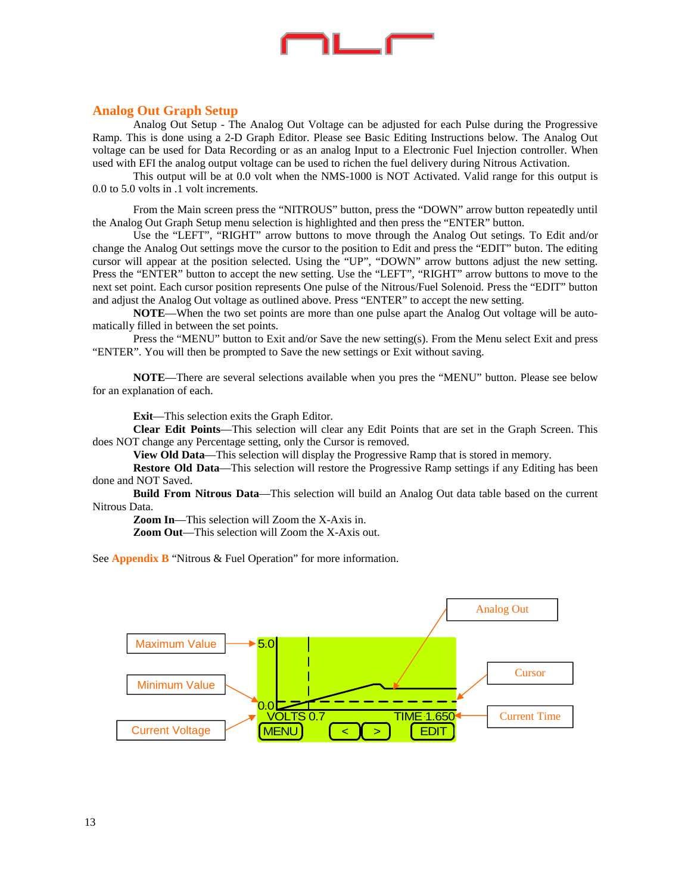## Analog Out Graph Setup

Analog Out Setup - The Analog Out Voltage can be adjusted for each Pulse during the Progressive Ramp. This is done using a 2-D Graph Editor. Please see Basic Editing Instructions below. The Analog Out voltage can be used for Data Recording or as an analog Input to a Electronic Fuel Injection controller. When used with EFI the analog output voltage can be used to richen the fuel delivery during Nitrous Activation.

This output will be at 0.0 volt when the NMS-1000 is NOT Activated. Valid range for this output is 0.0 to 5.0 volts in .1 volt increments.

From the Main screen press the "NITROUS" button, press the "DOWN" arrow button repeatedly until the Analog Out Graph Setup menu selection is highlighted and then press the "ENTER" button.

Use the "LEFT", "RIGHT" arrow buttons to move through the Analog Out setings. To Edit and/or change the Analog Out settings move the cursor to the position to Edit and press the "EDIT" buton. The editing cursor will appear at the position selected. Using the "UP", "DOWN" arrow buttons adjust the new setting. Press the "ENTER" button to accept the new setting. Use the "LEFT", "RIGHT" arrow buttons to move to the next set point. Each cursor position represents One pulse of the Nitrous/Fuel Solenoid. Press the "EDIT" button and adjust the Analog Out voltage as outlined above. Press "ENTER" to accept the new setting.

**NOTE**—When the two set points are more than one pulse apart the Analog Out voltage will be automatically filled in between the set points.

Press the "MENU" button to Exit and/or Save the new setting(s). From the Menu select Exit and press "ENTER". You will then be prompted to Save the new settings or Exit without saving.

**NOTE**—There are several selections available when you pres the "MENU" button. Please see below for an explanation of each.

**Exit**—This selection exits the Graph Editor.

**Clear Edit Points**—This selection will clear any Edit Points that are set in the Graph Screen. This does NOT change any Percentage setting, only the Cursor is removed.

**View Old Data**—This selection will display the Progressive Ramp that is stored in memory.

**Restore Old Data**—This selection will restore the Progressive Ramp settings if any Editing has been done and NOT Saved.

**Build From Nitrous Data**—This selection will build an Analog Out data table based on the current Nitrous Data.

**Zoom In**—This selection will Zoom the X-Axis in.

**Zoom Out**—This selection will Zoom the X-Axis out.

See **Appendix B** "Nitrous & Fuel Operation" for more information.

Maximum Value
Minimum Value
Current Voltage
Analog Out
Cursor
Current Time

5.0
0.0
VOLTS 0.7
TIME 1.650
MENU < > EDIT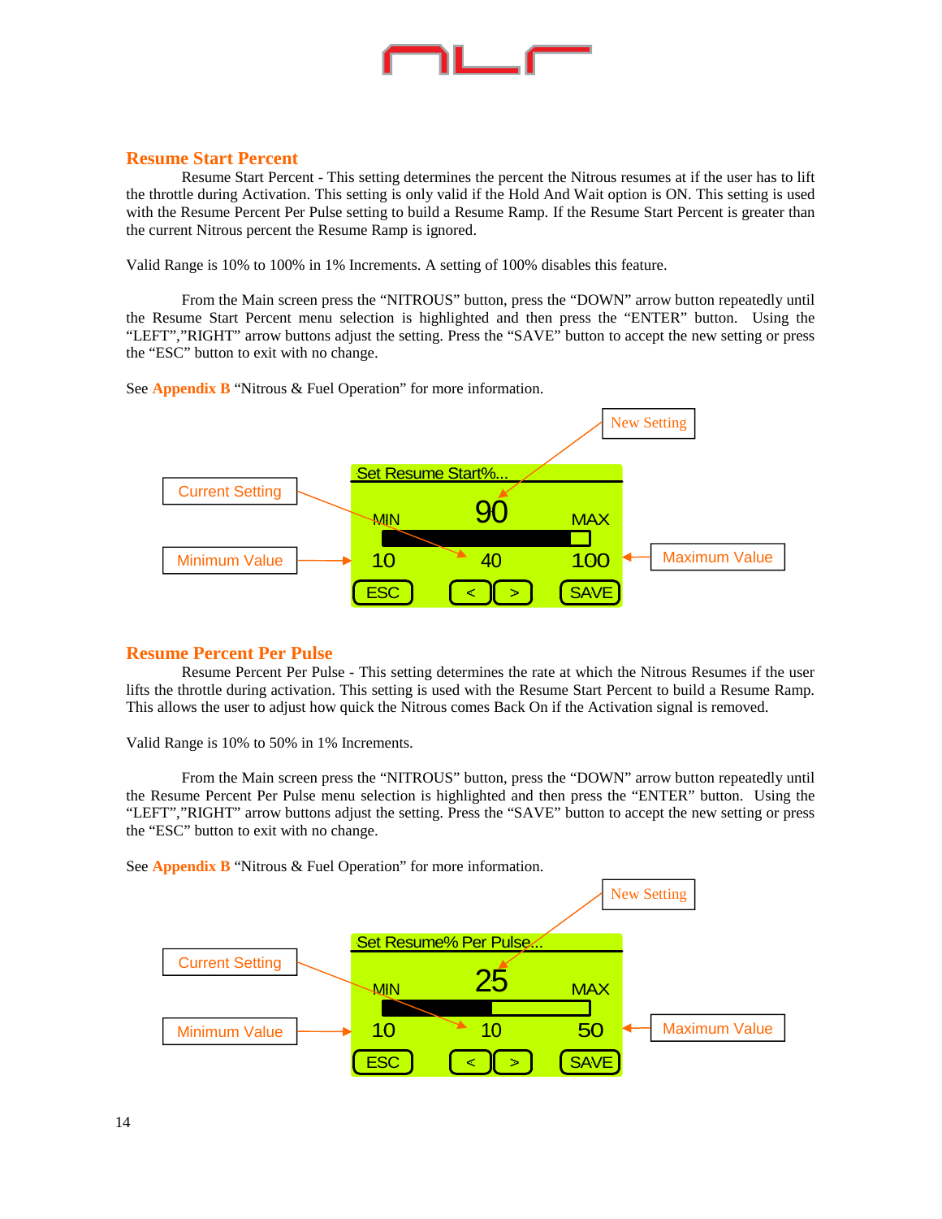## Resume Start Percent

Resume Start Percent - This setting determines the percent the Nitrous resumes at if the user has to lift the throttle during Activation. This setting is only valid if the Hold And Wait option is ON. This setting is used with the Resume Percent Per Pulse setting to build a Resume Ramp. If the Resume Start Percent is greater than the current Nitrous percent the Resume Ramp is ignored.

Valid Range is 10% to 100% in 1% Increments. A setting of 100% disables this feature.

From the Main screen press the “NITROUS” button, press the “DOWN” arrow button repeatedly until the Resume Start Percent menu selection is highlighted and then press the “ENTER” button. Using the “LEFT”,”RIGHT” arrow buttons adjust the setting. Press the “SAVE” button to accept the new setting or press the “ESC” button to exit with no change.

See **Appendix B** “Nitrous & Fuel Operation” for more information.

New Setting

Current Setting

Minimum Value

Maximum Value

Set Resume Start%...

90

MIN MAX

10 40 100

ESC < > SAVE

## Resume Percent Per Pulse

Resume Percent Per Pulse - This setting determines the rate at which the Nitrous Resumes if the user lifts the throttle during activation. This setting is used with the Resume Start Percent to build a Resume Ramp. This allows the user to adjust how quick the Nitrous comes Back On if the Activation signal is removed.

Valid Range is 10% to 50% in 1% Increments.

From the Main screen press the “NITROUS” button, press the “DOWN” arrow button repeatedly until the Resume Percent Per Pulse menu selection is highlighted and then press the “ENTER” button. Using the “LEFT”,”RIGHT” arrow buttons adjust the setting. Press the “SAVE” button to accept the new setting or press the “ESC” button to exit with no change.

See **Appendix B** “Nitrous & Fuel Operation” for more information.

New Setting

Current Setting

Minimum Value

Maximum Value

Set Resume% Per Pulse...

25

MIN MAX

10 10 50

ESC < > SAVE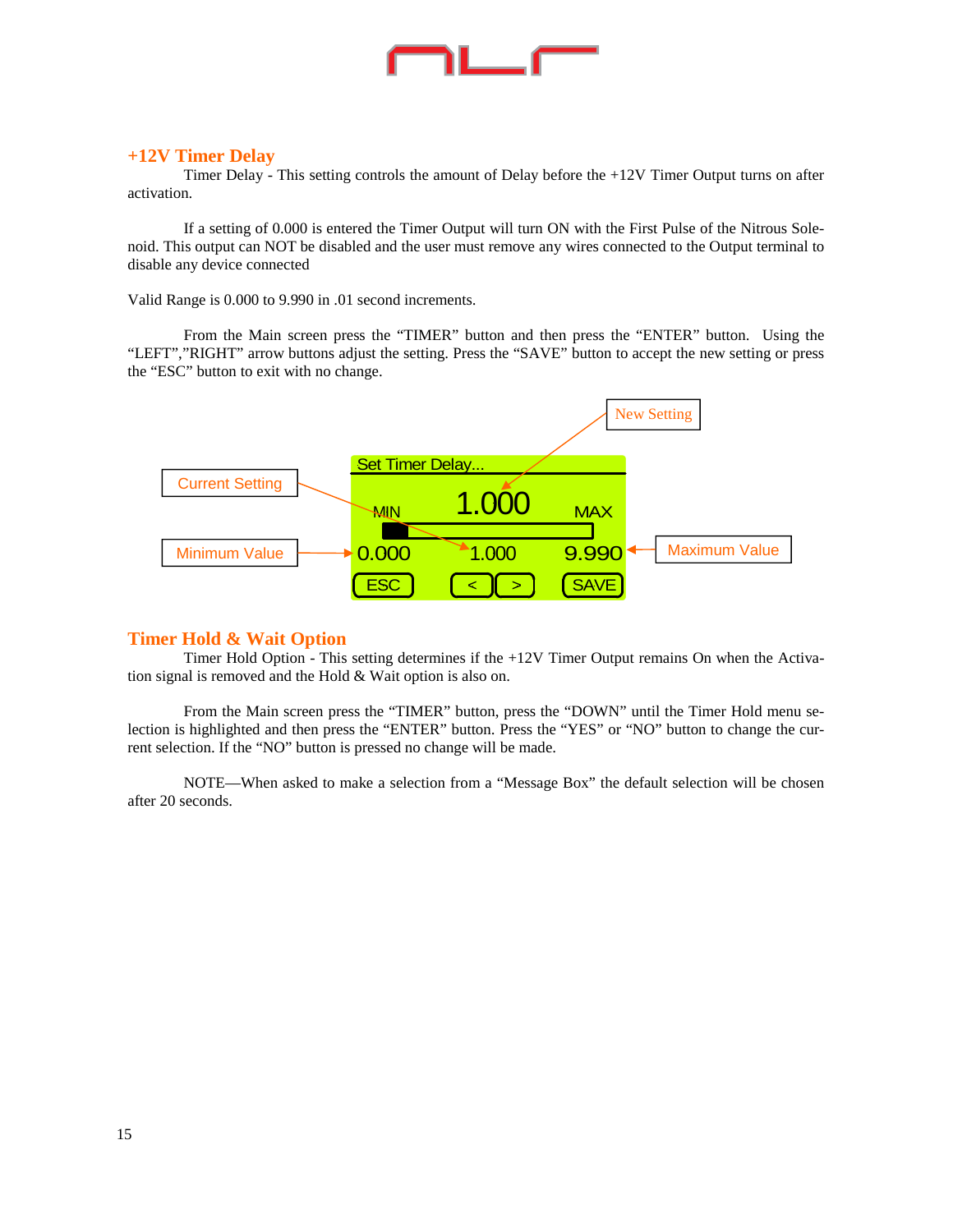## +12V Timer Delay

Timer Delay - This setting controls the amount of Delay before the +12V Timer Output turns on after activation.

If a setting of 0.000 is entered the Timer Output will turn ON with the First Pulse of the Nitrous Solenoid. This output can NOT be disabled and the user must remove any wires connected to the Output terminal to disable any device connected

Valid Range is 0.000 to 9.990 in .01 second increments.

From the Main screen press the "TIMER" button and then press the "ENTER" button. Using the "LEFT","RIGHT" arrow buttons adjust the setting. Press the "SAVE" button to accept the new setting or press the "ESC" button to exit with no change.

New Setting

Current Setting

Set Timer Delay...

MIN 1.000 MAX

Minimum Value 0.000 1.000 9.990 Maximum Value

ESC < > SAVE

## Timer Hold & Wait Option

Timer Hold Option - This setting determines if the +12V Timer Output remains On when the Activation signal is removed and the Hold & Wait option is also on.

From the Main screen press the "TIMER" button, press the "DOWN" until the Timer Hold menu selection is highlighted and then press the "ENTER" button. Press the "YES" or "NO" button to change the current selection. If the "NO" button is pressed no change will be made.

NOTE—When asked to make a selection from a "Message Box" the default selection will be chosen after 20 seconds.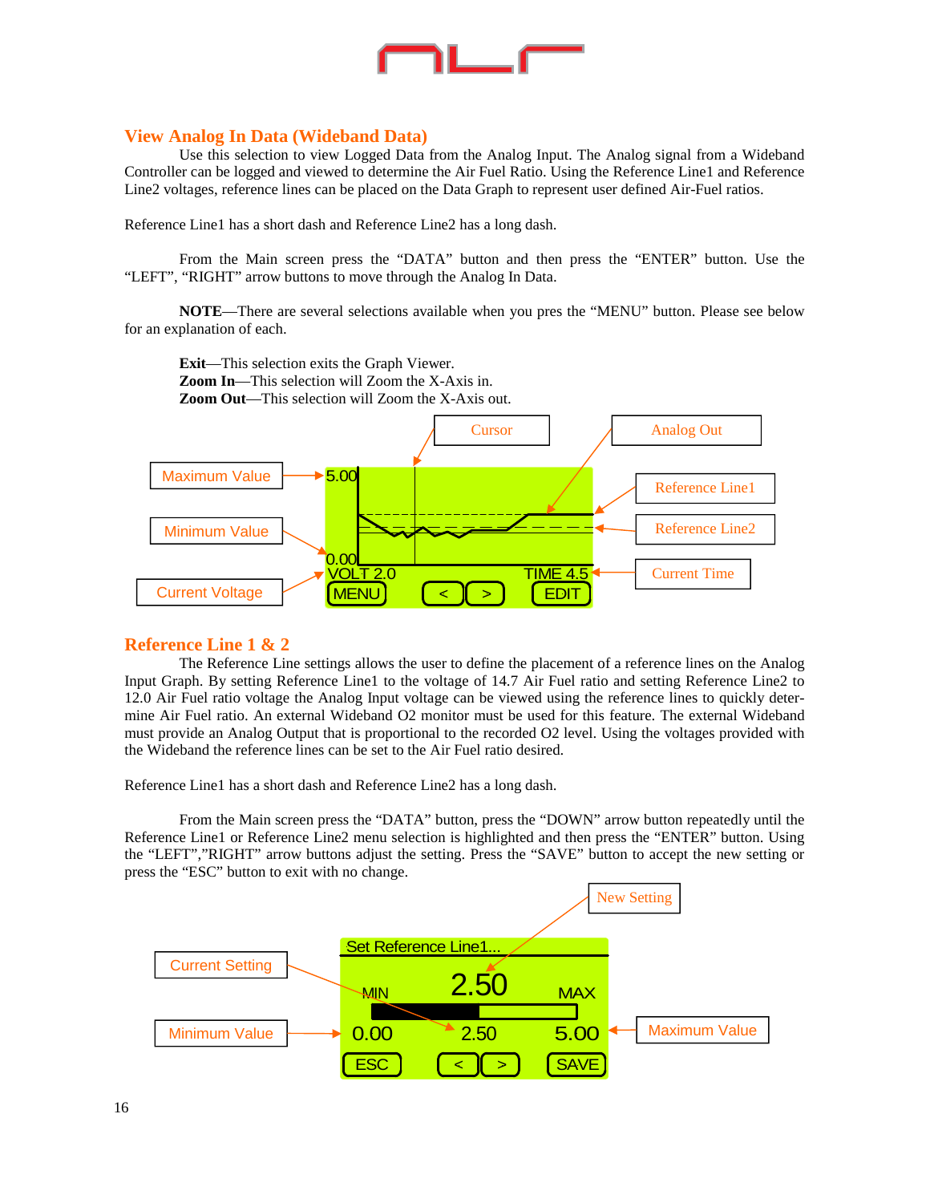## View Analog In Data (Wideband Data)

Use this selection to view Logged Data from the Analog Input. The Analog signal from a Wideband Controller can be logged and viewed to determine the Air Fuel Ratio. Using the Reference Line1 and Reference Line2 voltages, reference lines can be placed on the Data Graph to represent user defined Air-Fuel ratios.

Reference Line1 has a short dash and Reference Line2 has a long dash.

From the Main screen press the "DATA" button and then press the "ENTER" button. Use the "LEFT", "RIGHT" arrow buttons to move through the Analog In Data.

**NOTE**—There are several selections available when you pres the "MENU" button. Please see below for an explanation of each.

**Exit**—This selection exits the Graph Viewer.
**Zoom In**—This selection will Zoom the X-Axis in.
**Zoom Out**—This selection will Zoom the X-Axis out.

Cursor | Analog Out | Maximum Value | Reference Line1 | Minimum Value | Reference Line2 | Current Time | Current Voltage

5.00 | 0.00 | VOLT 2.0 | TIME 4.5 | MENU | < | > | EDIT

## Reference Line 1 & 2

The Reference Line settings allows the user to define the placement of a reference lines on the Analog Input Graph. By setting Reference Line1 to the voltage of 14.7 Air Fuel ratio and setting Reference Line2 to 12.0 Air Fuel ratio voltage the Analog Input voltage can be viewed using the reference lines to quickly determine Air Fuel ratio. An external Wideband O2 monitor must be used for this feature. The external Wideband must provide an Analog Output that is proportional to the recorded O2 level. Using the voltages provided with the Wideband the reference lines can be set to the Air Fuel ratio desired.

Reference Line1 has a short dash and Reference Line2 has a long dash.

From the Main screen press the "DATA" button, press the "DOWN" arrow button repeatedly until the Reference Line1 or Reference Line2 menu selection is highlighted and then press the "ENTER" button. Using the "LEFT","RIGHT" arrow buttons adjust the setting. Press the "SAVE" button to accept the new setting or press the "ESC" button to exit with no change.

New Setting | Current Setting | Minimum Value | Maximum Value

Set Reference Line1... | MIN | 2.50 | MAX | 0.00 | 2.50 | 5.00 | ESC | < | > | SAVE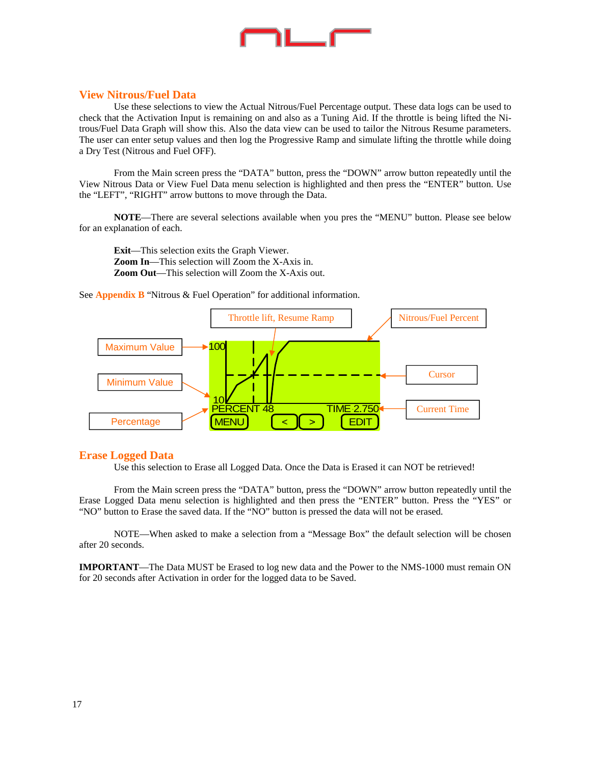## View Nitrous/Fuel Data

Use these selections to view the Actual Nitrous/Fuel Percentage output. These data logs can be used to check that the Activation Input is remaining on and also as a Tuning Aid. If the throttle is being lifted the Nitrous/Fuel Data Graph will show this. Also the data view can be used to tailor the Nitrous Resume parameters. The user can enter setup values and then log the Progressive Ramp and simulate lifting the throttle while doing a Dry Test (Nitrous and Fuel OFF).

From the Main screen press the "DATA" button, press the "DOWN" arrow button repeatedly until the View Nitrous Data or View Fuel Data menu selection is highlighted and then press the "ENTER" button. Use the "LEFT", "RIGHT" arrow buttons to move through the Data.

**NOTE**—There are several selections available when you pres the "MENU" button. Please see below for an explanation of each.

**Exit**—This selection exits the Graph Viewer.
**Zoom In**—This selection will Zoom the X-Axis in.
**Zoom Out**—This selection will Zoom the X-Axis out.

See **Appendix B** "Nitrous & Fuel Operation" for additional information.

Throttle lift, Resume Ramp

Nitrous/Fuel Percent

Maximum Value

Minimum Value

Cursor

Current Time

Percentage

100

10

PERCENT 48 TIME 2.750

MENU < > EDIT

## Erase Logged Data

Use this selection to Erase all Logged Data. Once the Data is Erased it can NOT be retrieved!

From the Main screen press the "DATA" button, press the "DOWN" arrow button repeatedly until the Erase Logged Data menu selection is highlighted and then press the "ENTER" button. Press the "YES" or "NO" button to Erase the saved data. If the "NO" button is pressed the data will not be erased.

NOTE—When asked to make a selection from a "Message Box" the default selection will be chosen after 20 seconds.

**IMPORTANT**—The Data MUST be Erased to log new data and the Power to the NMS-1000 must remain ON for 20 seconds after Activation in order for the logged data to be Saved.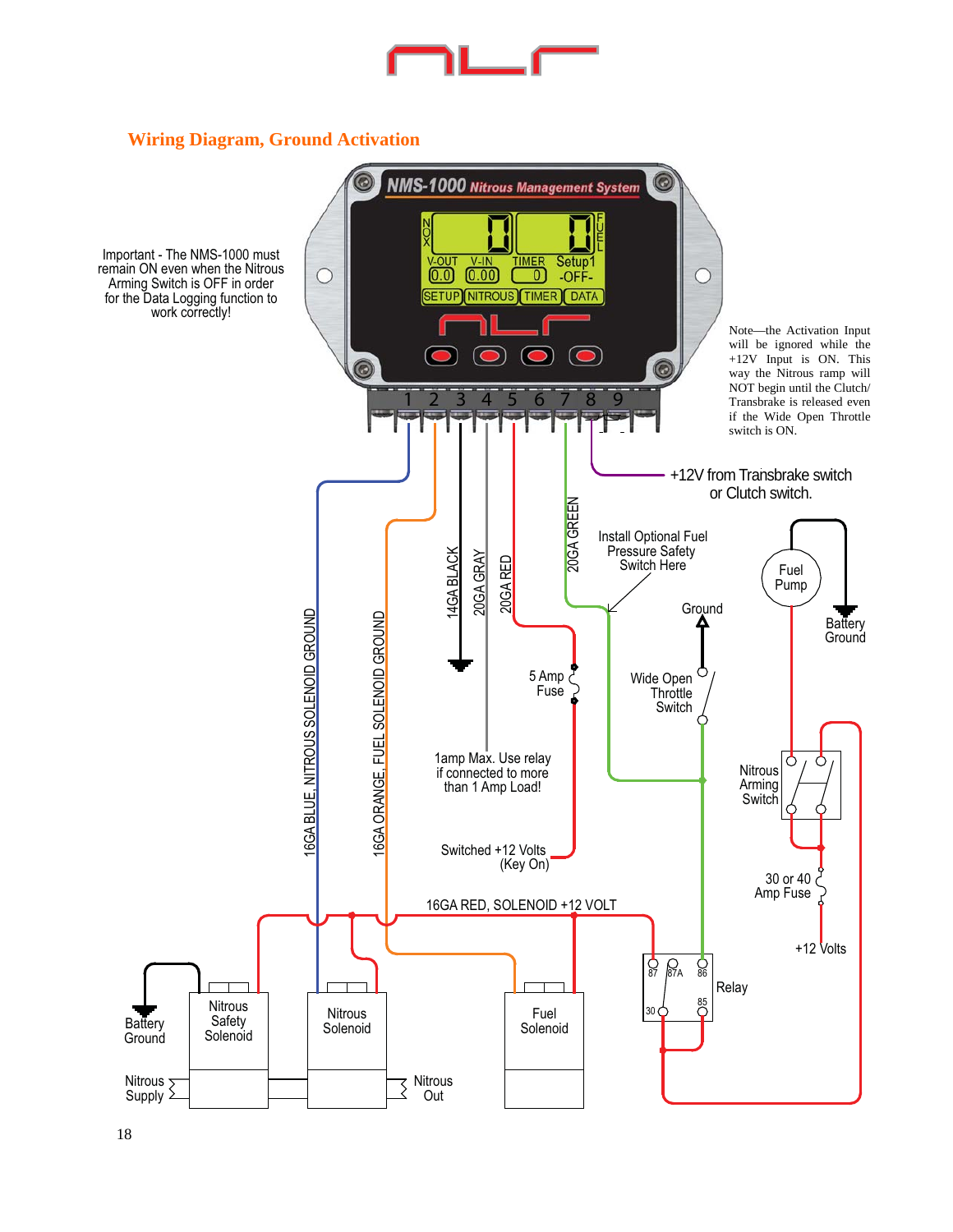## Wiring Diagram, Ground Activation

Important - The NMS-1000 must remain ON even when the Nitrous Arming Switch is OFF in order for the Data Logging function to work correctly!

Note—the Activation Input will be ignored while the +12V Input is ON. This way the Nitrous ramp will NOT begin until the Clutch/ Transbrake is released even if the Wide Open Throttle switch is ON.

NMS-1000 Nitrous Management System

+12V from Transbrake switch or Clutch switch.

14GA BLACK

20GA GRAY

20GA RED

20GA GREEN

16GA BLUE, NITROUS SOLENOID GROUND

16GA ORANGE, FUEL SOLENOID GROUND

Install Optional Fuel Pressure Safety Switch Here

Ground

Fuel Pump

Battery Ground

5 Amp Fuse

Wide Open Throttle Switch

1amp Max. Use relay if connected to more than 1 Amp Load!

Nitrous Arming Switch

Switched +12 Volts (Key On)

30 or 40 Amp Fuse

16GA RED, SOLENOID +12 VOLT

+12 Volts

Relay

Battery Ground

Nitrous Safety Solenoid

Nitrous Solenoid

Fuel Solenoid

Nitrous Supply

Nitrous Out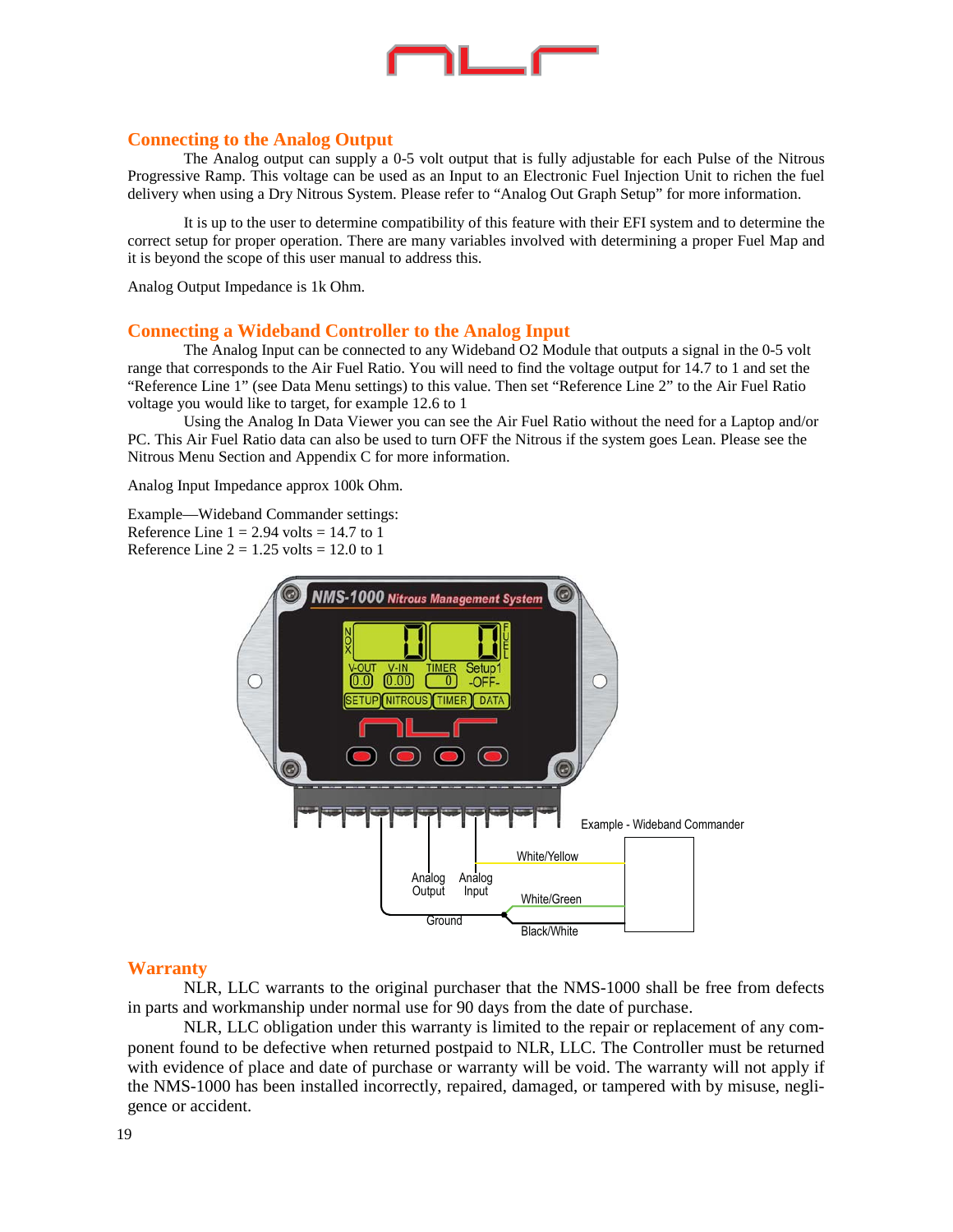## Connecting to the Analog Output

The Analog output can supply a 0-5 volt output that is fully adjustable for each Pulse of the Nitrous Progressive Ramp. This voltage can be used as an Input to an Electronic Fuel Injection Unit to richen the fuel delivery when using a Dry Nitrous System. Please refer to “Analog Out Graph Setup” for more information.

It is up to the user to determine compatibility of this feature with their EFI system and to determine the correct setup for proper operation. There are many variables involved with determining a proper Fuel Map and it is beyond the scope of this user manual to address this.

Analog Output Impedance is 1k Ohm.

## Connecting a Wideband Controller to the Analog Input

The Analog Input can be connected to any Wideband O2 Module that outputs a signal in the 0-5 volt range that corresponds to the Air Fuel Ratio. You will need to find the voltage output for 14.7 to 1 and set the “Reference Line 1” (see Data Menu settings) to this value. Then set “Reference Line 2” to the Air Fuel Ratio voltage you would like to target, for example 12.6 to 1

Using the Analog In Data Viewer you can see the Air Fuel Ratio without the need for a Laptop and/or PC. This Air Fuel Ratio data can also be used to turn OFF the Nitrous if the system goes Lean. Please see the Nitrous Menu Section and Appendix C for more information.

Analog Input Impedance approx 100k Ohm.

Example—Wideband Commander settings:
Reference Line 1 = 2.94 volts = 14.7 to 1
Reference Line 2 = 1.25 volts = 12.0 to 1

## Warranty

NLR, LLC warrants to the original purchaser that the NMS-1000 shall be free from defects in parts and workmanship under normal use for 90 days from the date of purchase.

NLR, LLC obligation under this warranty is limited to the repair or replacement of any component found to be defective when returned postpaid to NLR, LLC. The Controller must be returned with evidence of place and date of purchase or warranty will be void. The warranty will not apply if the NMS-1000 has been installed incorrectly, repaired, damaged, or tampered with by misuse, negligence or accident.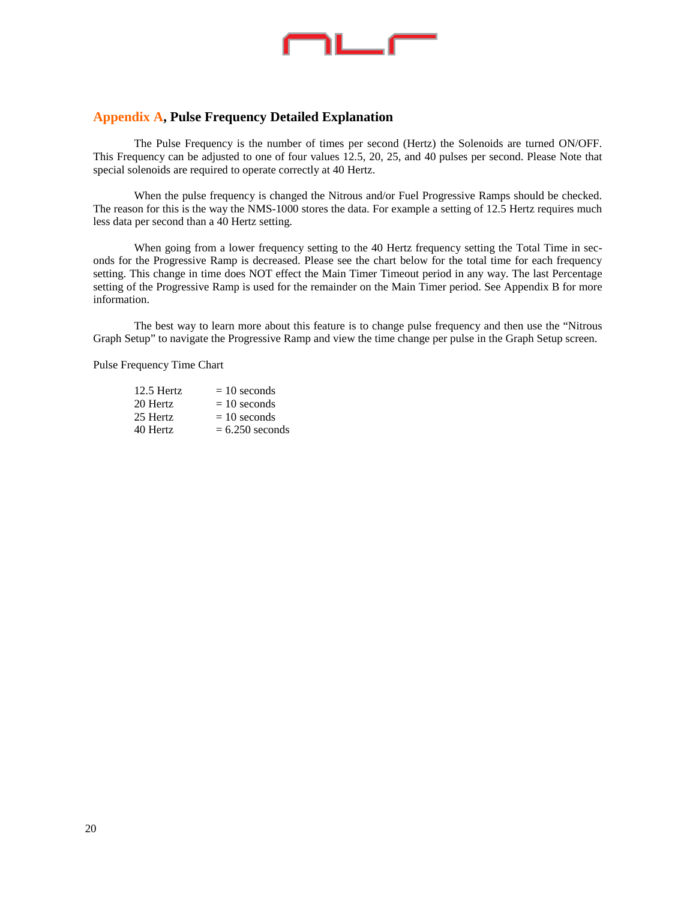## Appendix A, Pulse Frequency Detailed Explanation

The Pulse Frequency is the number of times per second (Hertz) the Solenoids are turned ON/OFF. This Frequency can be adjusted to one of four values 12.5, 20, 25, and 40 pulses per second. Please Note that special solenoids are required to operate correctly at 40 Hertz.

When the pulse frequency is changed the Nitrous and/or Fuel Progressive Ramps should be checked. The reason for this is the way the NMS-1000 stores the data. For example a setting of 12.5 Hertz requires much less data per second than a 40 Hertz setting.

When going from a lower frequency setting to the 40 Hertz frequency setting the Total Time in seconds for the Progressive Ramp is decreased. Please see the chart below for the total time for each frequency setting. This change in time does NOT effect the Main Timer Timeout period in any way. The last Percentage setting of the Progressive Ramp is used for the remainder on the Main Timer period. See Appendix B for more information.

The best way to learn more about this feature is to change pulse frequency and then use the "Nitrous Graph Setup" to navigate the Progressive Ramp and view the time change per pulse in the Graph Setup screen.

Pulse Frequency Time Chart

| Frequency | Time |
|---|---|
| 12.5 Hertz | = 10 seconds |
| 20 Hertz | = 10 seconds |
| 25 Hertz | = 10 seconds |
| 40 Hertz | = 6.250 seconds |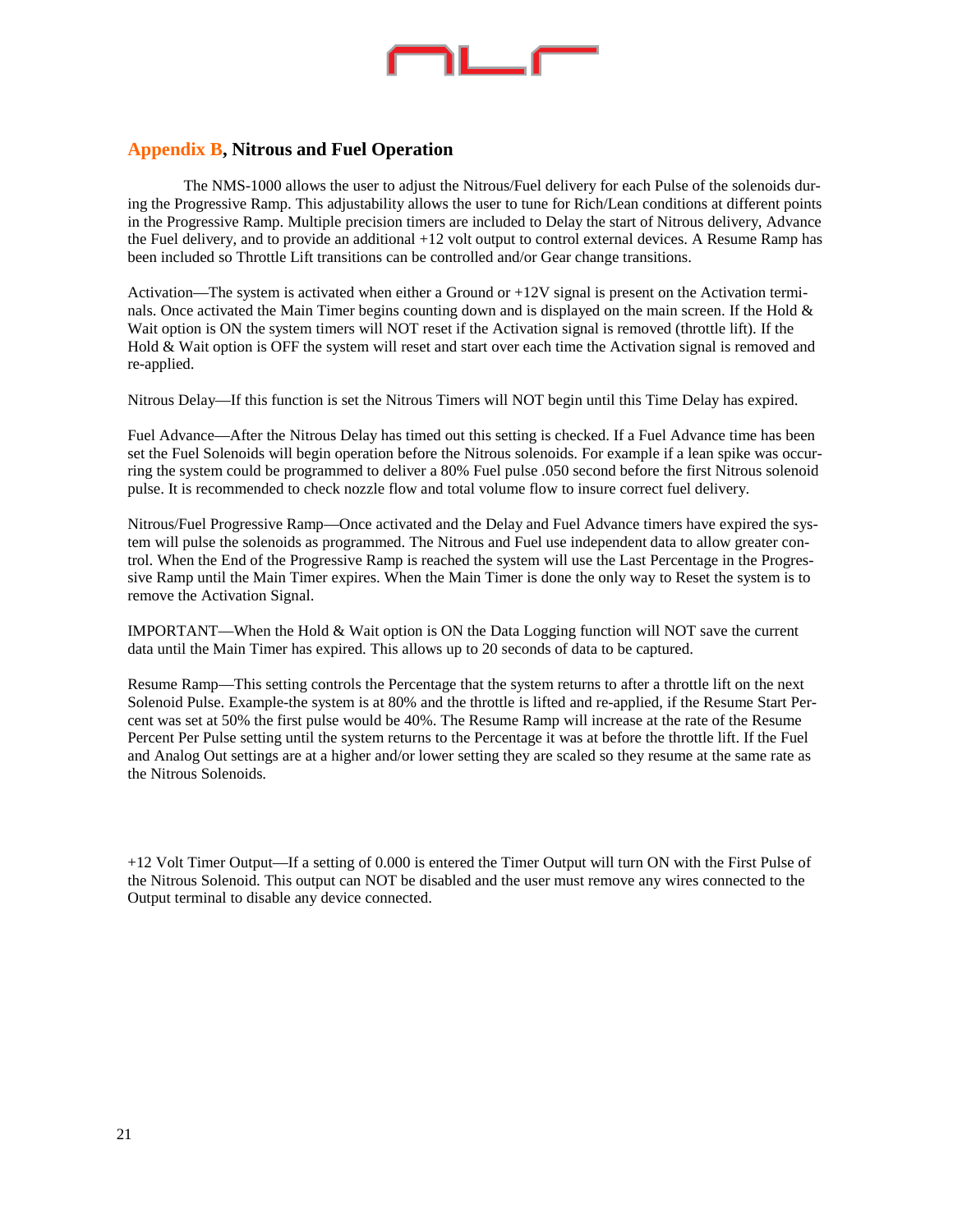## Appendix B, Nitrous and Fuel Operation

The NMS-1000 allows the user to adjust the Nitrous/Fuel delivery for each Pulse of the solenoids during the Progressive Ramp. This adjustability allows the user to tune for Rich/Lean conditions at different points in the Progressive Ramp. Multiple precision timers are included to Delay the start of Nitrous delivery, Advance the Fuel delivery, and to provide an additional +12 volt output to control external devices. A Resume Ramp has been included so Throttle Lift transitions can be controlled and/or Gear change transitions.

Activation—The system is activated when either a Ground or +12V signal is present on the Activation terminals. Once activated the Main Timer begins counting down and is displayed on the main screen. If the Hold & Wait option is ON the system timers will NOT reset if the Activation signal is removed (throttle lift). If the Hold & Wait option is OFF the system will reset and start over each time the Activation signal is removed and re-applied.

Nitrous Delay—If this function is set the Nitrous Timers will NOT begin until this Time Delay has expired.

Fuel Advance—After the Nitrous Delay has timed out this setting is checked. If a Fuel Advance time has been set the Fuel Solenoids will begin operation before the Nitrous solenoids. For example if a lean spike was occurring the system could be programmed to deliver a 80% Fuel pulse .050 second before the first Nitrous solenoid pulse. It is recommended to check nozzle flow and total volume flow to insure correct fuel delivery.

Nitrous/Fuel Progressive Ramp—Once activated and the Delay and Fuel Advance timers have expired the system will pulse the solenoids as programmed. The Nitrous and Fuel use independent data to allow greater control. When the End of the Progressive Ramp is reached the system will use the Last Percentage in the Progressive Ramp until the Main Timer expires. When the Main Timer is done the only way to Reset the system is to remove the Activation Signal.

IMPORTANT—When the Hold & Wait option is ON the Data Logging function will NOT save the current data until the Main Timer has expired. This allows up to 20 seconds of data to be captured.

Resume Ramp—This setting controls the Percentage that the system returns to after a throttle lift on the next Solenoid Pulse. Example-the system is at 80% and the throttle is lifted and re-applied, if the Resume Start Percent was set at 50% the first pulse would be 40%. The Resume Ramp will increase at the rate of the Resume Percent Per Pulse setting until the system returns to the Percentage it was at before the throttle lift. If the Fuel and Analog Out settings are at a higher and/or lower setting they are scaled so they resume at the same rate as the Nitrous Solenoids.

+12 Volt Timer Output—If a setting of 0.000 is entered the Timer Output will turn ON with the First Pulse of the Nitrous Solenoid. This output can NOT be disabled and the user must remove any wires connected to the Output terminal to disable any device connected.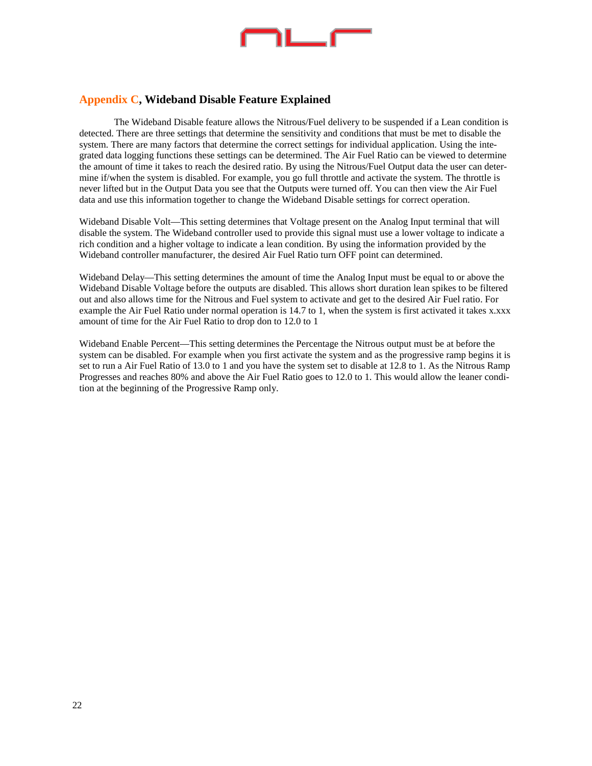## Appendix C, Wideband Disable Feature Explained

The Wideband Disable feature allows the Nitrous/Fuel delivery to be suspended if a Lean condition is detected. There are three settings that determine the sensitivity and conditions that must be met to disable the system. There are many factors that determine the correct settings for individual application. Using the integrated data logging functions these settings can be determined. The Air Fuel Ratio can be viewed to determine the amount of time it takes to reach the desired ratio. By using the Nitrous/Fuel Output data the user can determine if/when the system is disabled. For example, you go full throttle and activate the system. The throttle is never lifted but in the Output Data you see that the Outputs were turned off. You can then view the Air Fuel data and use this information together to change the Wideband Disable settings for correct operation.

Wideband Disable Volt—This setting determines that Voltage present on the Analog Input terminal that will disable the system. The Wideband controller used to provide this signal must use a lower voltage to indicate a rich condition and a higher voltage to indicate a lean condition. By using the information provided by the Wideband controller manufacturer, the desired Air Fuel Ratio turn OFF point can determined.

Wideband Delay—This setting determines the amount of time the Analog Input must be equal to or above the Wideband Disable Voltage before the outputs are disabled. This allows short duration lean spikes to be filtered out and also allows time for the Nitrous and Fuel system to activate and get to the desired Air Fuel ratio. For example the Air Fuel Ratio under normal operation is 14.7 to 1, when the system is first activated it takes x.xxx amount of time for the Air Fuel Ratio to drop don to 12.0 to 1

Wideband Enable Percent—This setting determines the Percentage the Nitrous output must be at before the system can be disabled. For example when you first activate the system and as the progressive ramp begins it is set to run a Air Fuel Ratio of 13.0 to 1 and you have the system set to disable at 12.8 to 1. As the Nitrous Ramp Progresses and reaches 80% and above the Air Fuel Ratio goes to 12.0 to 1. This would allow the leaner condition at the beginning of the Progressive Ramp only.